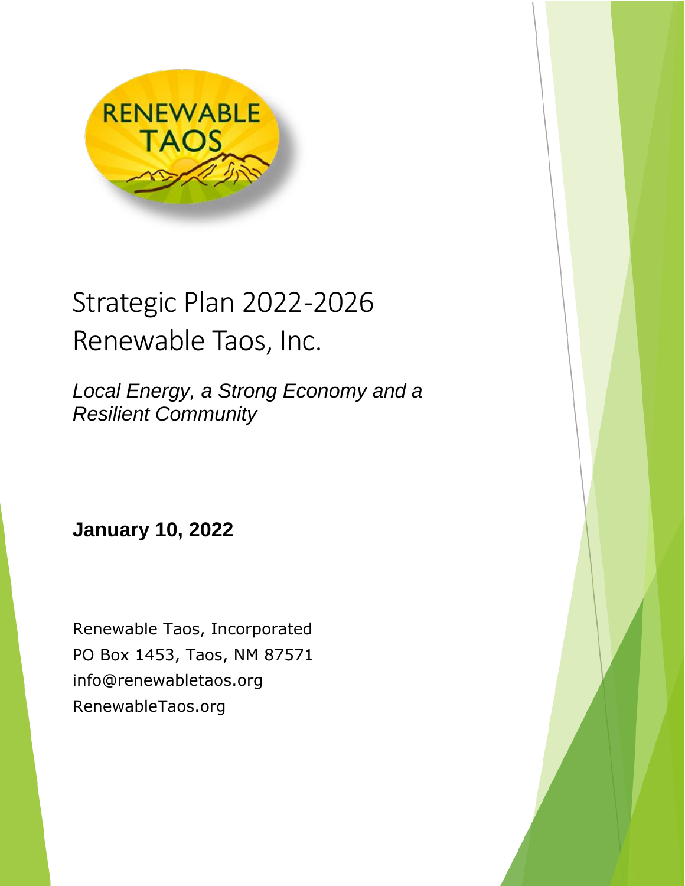RENEWABLE TAOS

# Strategic Plan 2022-2026
# Renewable Taos, Inc.

*Local Energy, a Strong Economy and a Resilient Community*

**January 10, 2022**

Renewable Taos, Incorporated
PO Box 1453, Taos, NM 87571
info@renewabletaos.org
RenewableTaos.org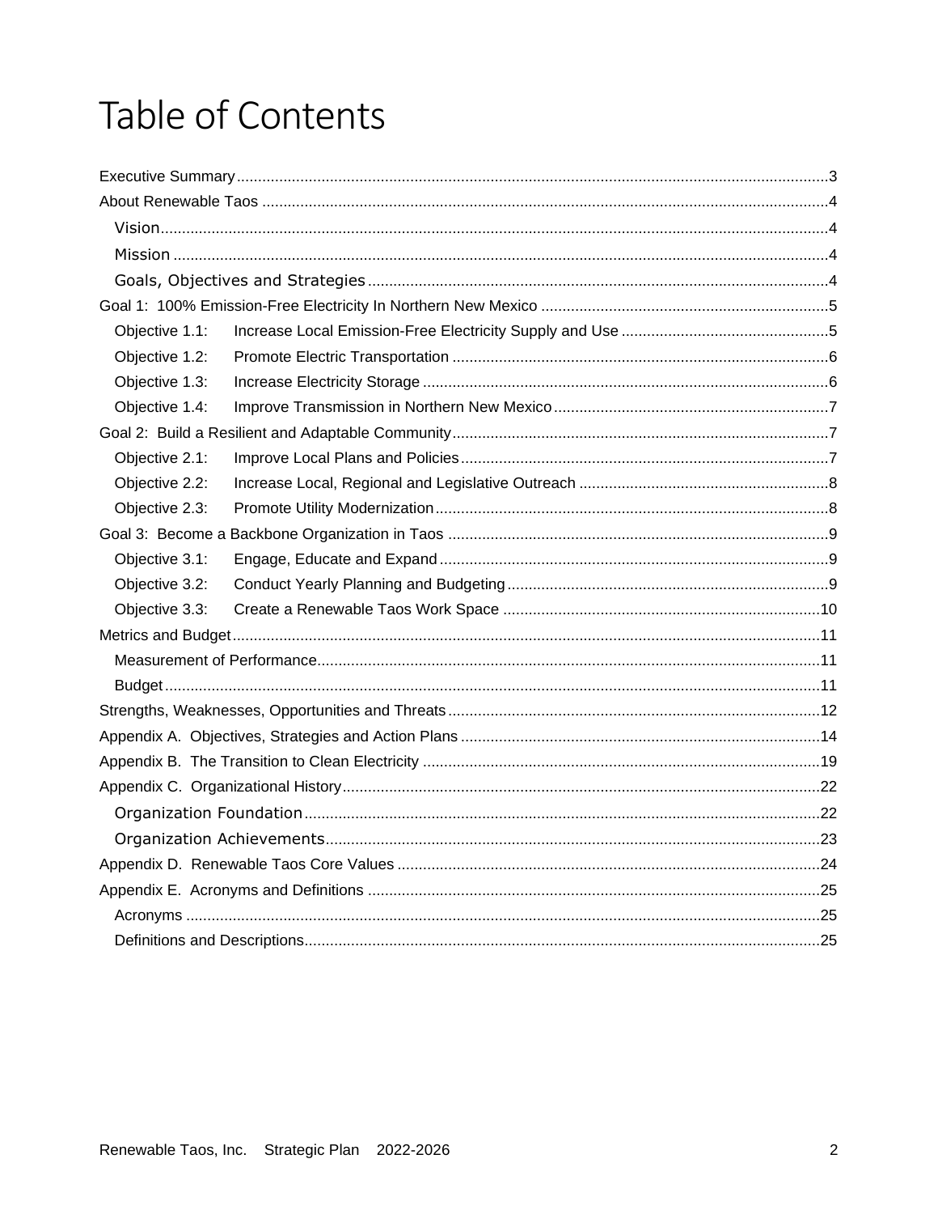# Table of Contents

- Executive Summary ... 3
- About Renewable Taos ... 4
  - Vision ... 4
  - Mission ... 4
  - Goals, Objectives and Strategies ... 4
- Goal 1: 100% Emission-Free Electricity In Northern New Mexico ... 5
  - Objective 1.1: Increase Local Emission-Free Electricity Supply and Use ... 5
  - Objective 1.2: Promote Electric Transportation ... 6
  - Objective 1.3: Increase Electricity Storage ... 6
  - Objective 1.4: Improve Transmission in Northern New Mexico ... 7
- Goal 2: Build a Resilient and Adaptable Community ... 7
  - Objective 2.1: Improve Local Plans and Policies ... 7
  - Objective 2.2: Increase Local, Regional and Legislative Outreach ... 8
  - Objective 2.3: Promote Utility Modernization ... 8
- Goal 3: Become a Backbone Organization in Taos ... 9
  - Objective 3.1: Engage, Educate and Expand ... 9
  - Objective 3.2: Conduct Yearly Planning and Budgeting ... 9
  - Objective 3.3: Create a Renewable Taos Work Space ... 10
- Metrics and Budget ... 11
  - Measurement of Performance ... 11
  - Budget ... 11
- Strengths, Weaknesses, Opportunities and Threats ... 12
- Appendix A. Objectives, Strategies and Action Plans ... 14
- Appendix B. The Transition to Clean Electricity ... 19
- Appendix C. Organizational History ... 22
  - Organization Foundation ... 22
  - Organization Achievements ... 23
- Appendix D. Renewable Taos Core Values ... 24
- Appendix E. Acronyms and Definitions ... 25
  - Acronyms ... 25
  - Definitions and Descriptions ... 25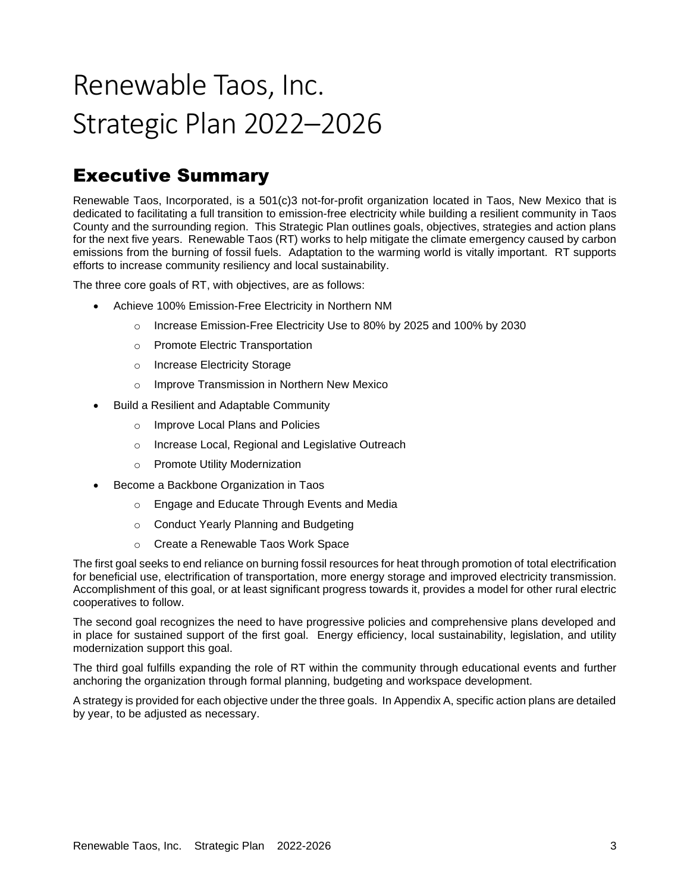# Renewable Taos, Inc.
# Strategic Plan 2022–2026

## Executive Summary

Renewable Taos, Incorporated, is a 501(c)3 not-for-profit organization located in Taos, New Mexico that is dedicated to facilitating a full transition to emission-free electricity while building a resilient community in Taos County and the surrounding region. This Strategic Plan outlines goals, objectives, strategies and action plans for the next five years. Renewable Taos (RT) works to help mitigate the climate emergency caused by carbon emissions from the burning of fossil fuels. Adaptation to the warming world is vitally important. RT supports efforts to increase community resiliency and local sustainability.

The three core goals of RT, with objectives, are as follows:

- Achieve 100% Emission-Free Electricity in Northern NM
  - Increase Emission-Free Electricity Use to 80% by 2025 and 100% by 2030
  - Promote Electric Transportation
  - Increase Electricity Storage
  - Improve Transmission in Northern New Mexico
- Build a Resilient and Adaptable Community
  - Improve Local Plans and Policies
  - Increase Local, Regional and Legislative Outreach
  - Promote Utility Modernization
- Become a Backbone Organization in Taos
  - Engage and Educate Through Events and Media
  - Conduct Yearly Planning and Budgeting
  - Create a Renewable Taos Work Space

The first goal seeks to end reliance on burning fossil resources for heat through promotion of total electrification for beneficial use, electrification of transportation, more energy storage and improved electricity transmission. Accomplishment of this goal, or at least significant progress towards it, provides a model for other rural electric cooperatives to follow.

The second goal recognizes the need to have progressive policies and comprehensive plans developed and in place for sustained support of the first goal. Energy efficiency, local sustainability, legislation, and utility modernization support this goal.

The third goal fulfills expanding the role of RT within the community through educational events and further anchoring the organization through formal planning, budgeting and workspace development.

A strategy is provided for each objective under the three goals. In Appendix A, specific action plans are detailed by year, to be adjusted as necessary.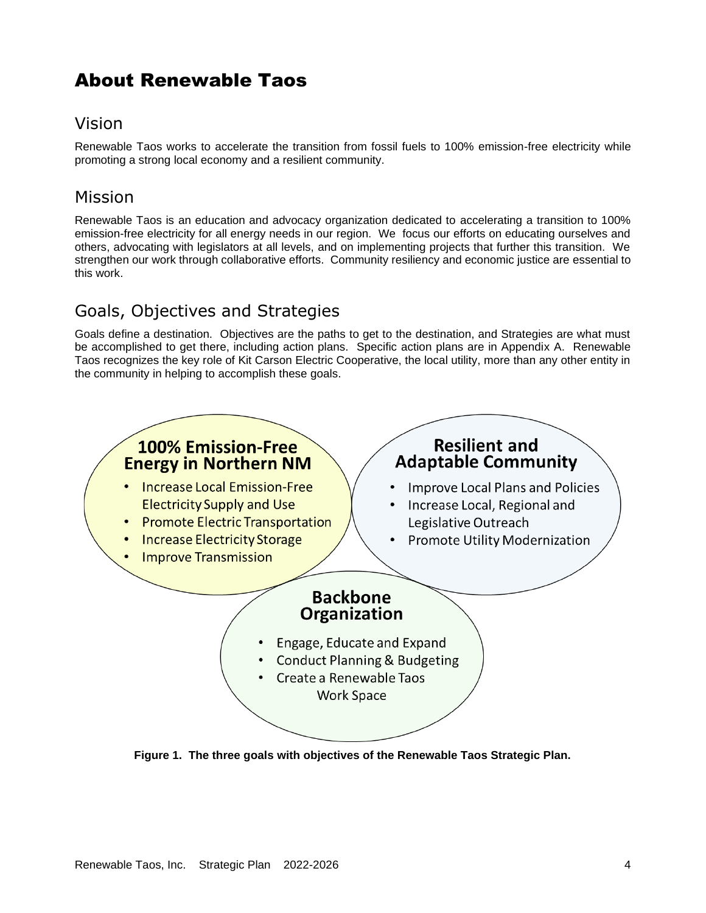# About Renewable Taos

## Vision

Renewable Taos works to accelerate the transition from fossil fuels to 100% emission-free electricity while promoting a strong local economy and a resilient community.

## Mission

Renewable Taos is an education and advocacy organization dedicated to accelerating a transition to 100% emission-free electricity for all energy needs in our region. We focus our efforts on educating ourselves and others, advocating with legislators at all levels, and on implementing projects that further this transition. We strengthen our work through collaborative efforts. Community resiliency and economic justice are essential to this work.

## Goals, Objectives and Strategies

Goals define a destination. Objectives are the paths to get to the destination, and Strategies are what must be accomplished to get there, including action plans. Specific action plans are in Appendix A. Renewable Taos recognizes the key role of Kit Carson Electric Cooperative, the local utility, more than any other entity in the community in helping to accomplish these goals.

**100% Emission-Free Energy in Northern NM**

- Increase Local Emission-Free Electricity Supply and Use
- Promote Electric Transportation
- Increase Electricity Storage
- Improve Transmission

**Resilient and Adaptable Community**

- Improve Local Plans and Policies
- Increase Local, Regional and Legislative Outreach
- Promote Utility Modernization

**Backbone Organization**

- Engage, Educate and Expand
- Conduct Planning & Budgeting
- Create a Renewable Taos Work Space

**Figure 1. The three goals with objectives of the Renewable Taos Strategic Plan.**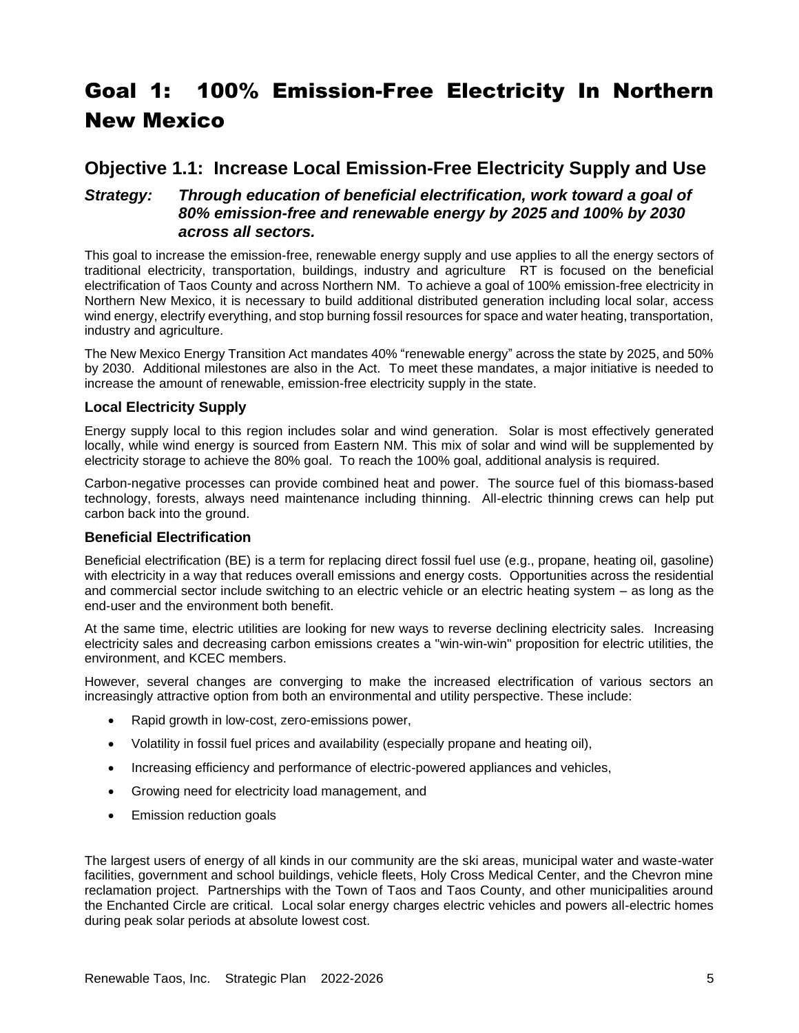# Goal 1: 100% Emission-Free Electricity In Northern New Mexico

## Objective 1.1: Increase Local Emission-Free Electricity Supply and Use

### *Strategy: Through education of beneficial electrification, work toward a goal of 80% emission-free and renewable energy by 2025 and 100% by 2030 across all sectors.*

This goal to increase the emission-free, renewable energy supply and use applies to all the energy sectors of traditional electricity, transportation, buildings, industry and agriculture RT is focused on the beneficial electrification of Taos County and across Northern NM. To achieve a goal of 100% emission-free electricity in Northern New Mexico, it is necessary to build additional distributed generation including local solar, access wind energy, electrify everything, and stop burning fossil resources for space and water heating, transportation, industry and agriculture.

The New Mexico Energy Transition Act mandates 40% "renewable energy" across the state by 2025, and 50% by 2030. Additional milestones are also in the Act. To meet these mandates, a major initiative is needed to increase the amount of renewable, emission-free electricity supply in the state.

### Local Electricity Supply

Energy supply local to this region includes solar and wind generation. Solar is most effectively generated locally, while wind energy is sourced from Eastern NM. This mix of solar and wind will be supplemented by electricity storage to achieve the 80% goal. To reach the 100% goal, additional analysis is required.

Carbon-negative processes can provide combined heat and power. The source fuel of this biomass-based technology, forests, always need maintenance including thinning. All-electric thinning crews can help put carbon back into the ground.

### Beneficial Electrification

Beneficial electrification (BE) is a term for replacing direct fossil fuel use (e.g., propane, heating oil, gasoline) with electricity in a way that reduces overall emissions and energy costs. Opportunities across the residential and commercial sector include switching to an electric vehicle or an electric heating system – as long as the end-user and the environment both benefit.

At the same time, electric utilities are looking for new ways to reverse declining electricity sales. Increasing electricity sales and decreasing carbon emissions creates a "win-win-win" proposition for electric utilities, the environment, and KCEC members.

However, several changes are converging to make the increased electrification of various sectors an increasingly attractive option from both an environmental and utility perspective. These include:

- Rapid growth in low-cost, zero-emissions power,
- Volatility in fossil fuel prices and availability (especially propane and heating oil),
- Increasing efficiency and performance of electric-powered appliances and vehicles,
- Growing need for electricity load management, and
- Emission reduction goals

The largest users of energy of all kinds in our community are the ski areas, municipal water and waste-water facilities, government and school buildings, vehicle fleets, Holy Cross Medical Center, and the Chevron mine reclamation project. Partnerships with the Town of Taos and Taos County, and other municipalities around the Enchanted Circle are critical. Local solar energy charges electric vehicles and powers all-electric homes during peak solar periods at absolute lowest cost.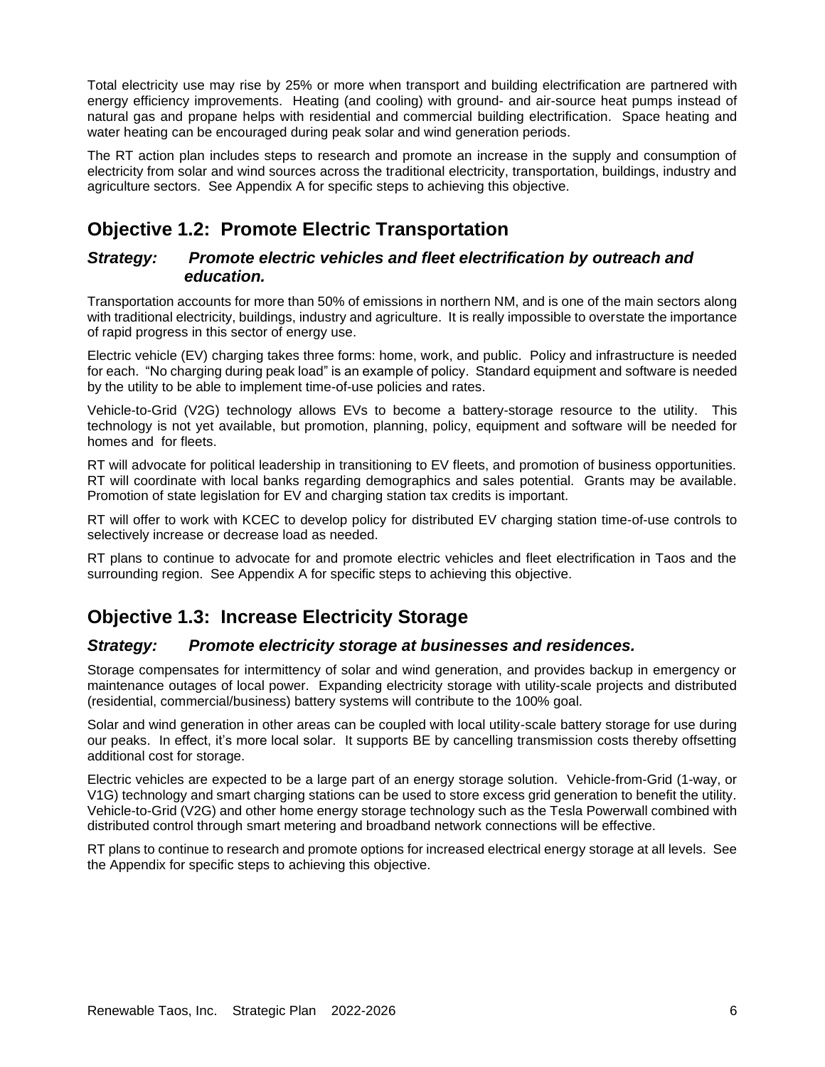Total electricity use may rise by 25% or more when transport and building electrification are partnered with energy efficiency improvements. Heating (and cooling) with ground- and air-source heat pumps instead of natural gas and propane helps with residential and commercial building electrification. Space heating and water heating can be encouraged during peak solar and wind generation periods.

The RT action plan includes steps to research and promote an increase in the supply and consumption of electricity from solar and wind sources across the traditional electricity, transportation, buildings, industry and agriculture sectors. See Appendix A for specific steps to achieving this objective.

## Objective 1.2: Promote Electric Transportation

### *Strategy: Promote electric vehicles and fleet electrification by outreach and education.*

Transportation accounts for more than 50% of emissions in northern NM, and is one of the main sectors along with traditional electricity, buildings, industry and agriculture. It is really impossible to overstate the importance of rapid progress in this sector of energy use.

Electric vehicle (EV) charging takes three forms: home, work, and public. Policy and infrastructure is needed for each. "No charging during peak load" is an example of policy. Standard equipment and software is needed by the utility to be able to implement time-of-use policies and rates.

Vehicle-to-Grid (V2G) technology allows EVs to become a battery-storage resource to the utility. This technology is not yet available, but promotion, planning, policy, equipment and software will be needed for homes and for fleets.

RT will advocate for political leadership in transitioning to EV fleets, and promotion of business opportunities. RT will coordinate with local banks regarding demographics and sales potential. Grants may be available. Promotion of state legislation for EV and charging station tax credits is important.

RT will offer to work with KCEC to develop policy for distributed EV charging station time-of-use controls to selectively increase or decrease load as needed.

RT plans to continue to advocate for and promote electric vehicles and fleet electrification in Taos and the surrounding region. See Appendix A for specific steps to achieving this objective.

## Objective 1.3: Increase Electricity Storage

### *Strategy: Promote electricity storage at businesses and residences.*

Storage compensates for intermittency of solar and wind generation, and provides backup in emergency or maintenance outages of local power. Expanding electricity storage with utility-scale projects and distributed (residential, commercial/business) battery systems will contribute to the 100% goal.

Solar and wind generation in other areas can be coupled with local utility-scale battery storage for use during our peaks. In effect, it's more local solar. It supports BE by cancelling transmission costs thereby offsetting additional cost for storage.

Electric vehicles are expected to be a large part of an energy storage solution. Vehicle-from-Grid (1-way, or V1G) technology and smart charging stations can be used to store excess grid generation to benefit the utility. Vehicle-to-Grid (V2G) and other home energy storage technology such as the Tesla Powerwall combined with distributed control through smart metering and broadband network connections will be effective.

RT plans to continue to research and promote options for increased electrical energy storage at all levels. See the Appendix for specific steps to achieving this objective.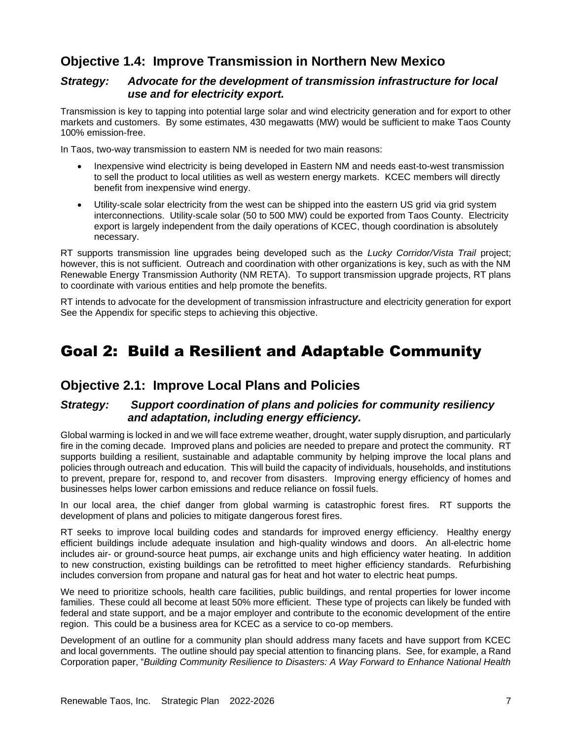## Objective 1.4: Improve Transmission in Northern New Mexico

### *Strategy: Advocate for the development of transmission infrastructure for local use and for electricity export.*

Transmission is key to tapping into potential large solar and wind electricity generation and for export to other markets and customers. By some estimates, 430 megawatts (MW) would be sufficient to make Taos County 100% emission-free.

In Taos, two-way transmission to eastern NM is needed for two main reasons:

- Inexpensive wind electricity is being developed in Eastern NM and needs east-to-west transmission to sell the product to local utilities as well as western energy markets. KCEC members will directly benefit from inexpensive wind energy.
- Utility-scale solar electricity from the west can be shipped into the eastern US grid via grid system interconnections. Utility-scale solar (50 to 500 MW) could be exported from Taos County. Electricity export is largely independent from the daily operations of KCEC, though coordination is absolutely necessary.

RT supports transmission line upgrades being developed such as the *Lucky Corridor/Vista Trail* project; however, this is not sufficient. Outreach and coordination with other organizations is key, such as with the NM Renewable Energy Transmission Authority (NM RETA). To support transmission upgrade projects, RT plans to coordinate with various entities and help promote the benefits.

RT intends to advocate for the development of transmission infrastructure and electricity generation for export See the Appendix for specific steps to achieving this objective.

# Goal 2: Build a Resilient and Adaptable Community

## Objective 2.1: Improve Local Plans and Policies

### *Strategy: Support coordination of plans and policies for community resiliency and adaptation, including energy efficiency.*

Global warming is locked in and we will face extreme weather, drought, water supply disruption, and particularly fire in the coming decade. Improved plans and policies are needed to prepare and protect the community. RT supports building a resilient, sustainable and adaptable community by helping improve the local plans and policies through outreach and education. This will build the capacity of individuals, households, and institutions to prevent, prepare for, respond to, and recover from disasters. Improving energy efficiency of homes and businesses helps lower carbon emissions and reduce reliance on fossil fuels.

In our local area, the chief danger from global warming is catastrophic forest fires. RT supports the development of plans and policies to mitigate dangerous forest fires.

RT seeks to improve local building codes and standards for improved energy efficiency. Healthy energy efficient buildings include adequate insulation and high-quality windows and doors. An all-electric home includes air- or ground-source heat pumps, air exchange units and high efficiency water heating. In addition to new construction, existing buildings can be retrofitted to meet higher efficiency standards. Refurbishing includes conversion from propane and natural gas for heat and hot water to electric heat pumps.

We need to prioritize schools, health care facilities, public buildings, and rental properties for lower income families. These could all become at least 50% more efficient. These type of projects can likely be funded with federal and state support, and be a major employer and contribute to the economic development of the entire region. This could be a business area for KCEC as a service to co-op members.

Development of an outline for a community plan should address many facets and have support from KCEC and local governments. The outline should pay special attention to financing plans. See, for example, a Rand Corporation paper, "*Building Community Resilience to Disasters: A Way Forward to Enhance National Health*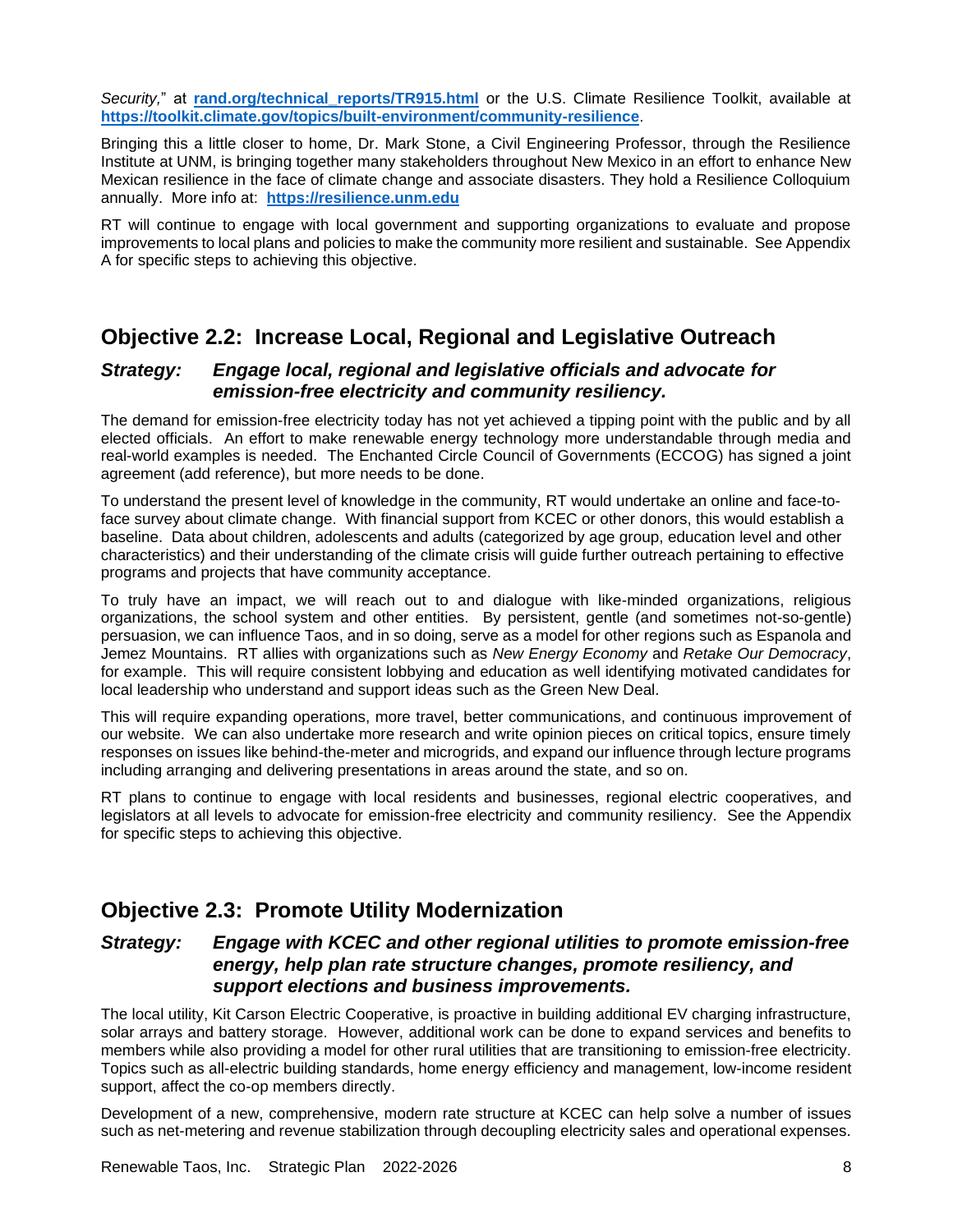*Security,*" at **rand.org/technical_reports/TR915.html** or the U.S. Climate Resilience Toolkit, available at **https://toolkit.climate.gov/topics/built-environment/community-resilience**.

Bringing this a little closer to home, Dr. Mark Stone, a Civil Engineering Professor, through the Resilience Institute at UNM, is bringing together many stakeholders throughout New Mexico in an effort to enhance New Mexican resilience in the face of climate change and associate disasters. They hold a Resilience Colloquium annually. More info at: **https://resilience.unm.edu**

RT will continue to engage with local government and supporting organizations to evaluate and propose improvements to local plans and policies to make the community more resilient and sustainable. See Appendix A for specific steps to achieving this objective.

## Objective 2.2: Increase Local, Regional and Legislative Outreach

### *Strategy: Engage local, regional and legislative officials and advocate for emission-free electricity and community resiliency.*

The demand for emission-free electricity today has not yet achieved a tipping point with the public and by all elected officials. An effort to make renewable energy technology more understandable through media and real-world examples is needed. The Enchanted Circle Council of Governments (ECCOG) has signed a joint agreement (add reference), but more needs to be done.

To understand the present level of knowledge in the community, RT would undertake an online and face-to-face survey about climate change. With financial support from KCEC or other donors, this would establish a baseline. Data about children, adolescents and adults (categorized by age group, education level and other characteristics) and their understanding of the climate crisis will guide further outreach pertaining to effective programs and projects that have community acceptance.

To truly have an impact, we will reach out to and dialogue with like-minded organizations, religious organizations, the school system and other entities. By persistent, gentle (and sometimes not-so-gentle) persuasion, we can influence Taos, and in so doing, serve as a model for other regions such as Espanola and Jemez Mountains. RT allies with organizations such as *New Energy Economy* and *Retake Our Democracy*, for example. This will require consistent lobbying and education as well identifying motivated candidates for local leadership who understand and support ideas such as the Green New Deal.

This will require expanding operations, more travel, better communications, and continuous improvement of our website. We can also undertake more research and write opinion pieces on critical topics, ensure timely responses on issues like behind-the-meter and microgrids, and expand our influence through lecture programs including arranging and delivering presentations in areas around the state, and so on.

RT plans to continue to engage with local residents and businesses, regional electric cooperatives, and legislators at all levels to advocate for emission-free electricity and community resiliency. See the Appendix for specific steps to achieving this objective.

## Objective 2.3: Promote Utility Modernization

### *Strategy: Engage with KCEC and other regional utilities to promote emission-free energy, help plan rate structure changes, promote resiliency, and support elections and business improvements.*

The local utility, Kit Carson Electric Cooperative, is proactive in building additional EV charging infrastructure, solar arrays and battery storage. However, additional work can be done to expand services and benefits to members while also providing a model for other rural utilities that are transitioning to emission-free electricity. Topics such as all-electric building standards, home energy efficiency and management, low-income resident support, affect the co-op members directly.

Development of a new, comprehensive, modern rate structure at KCEC can help solve a number of issues such as net-metering and revenue stabilization through decoupling electricity sales and operational expenses.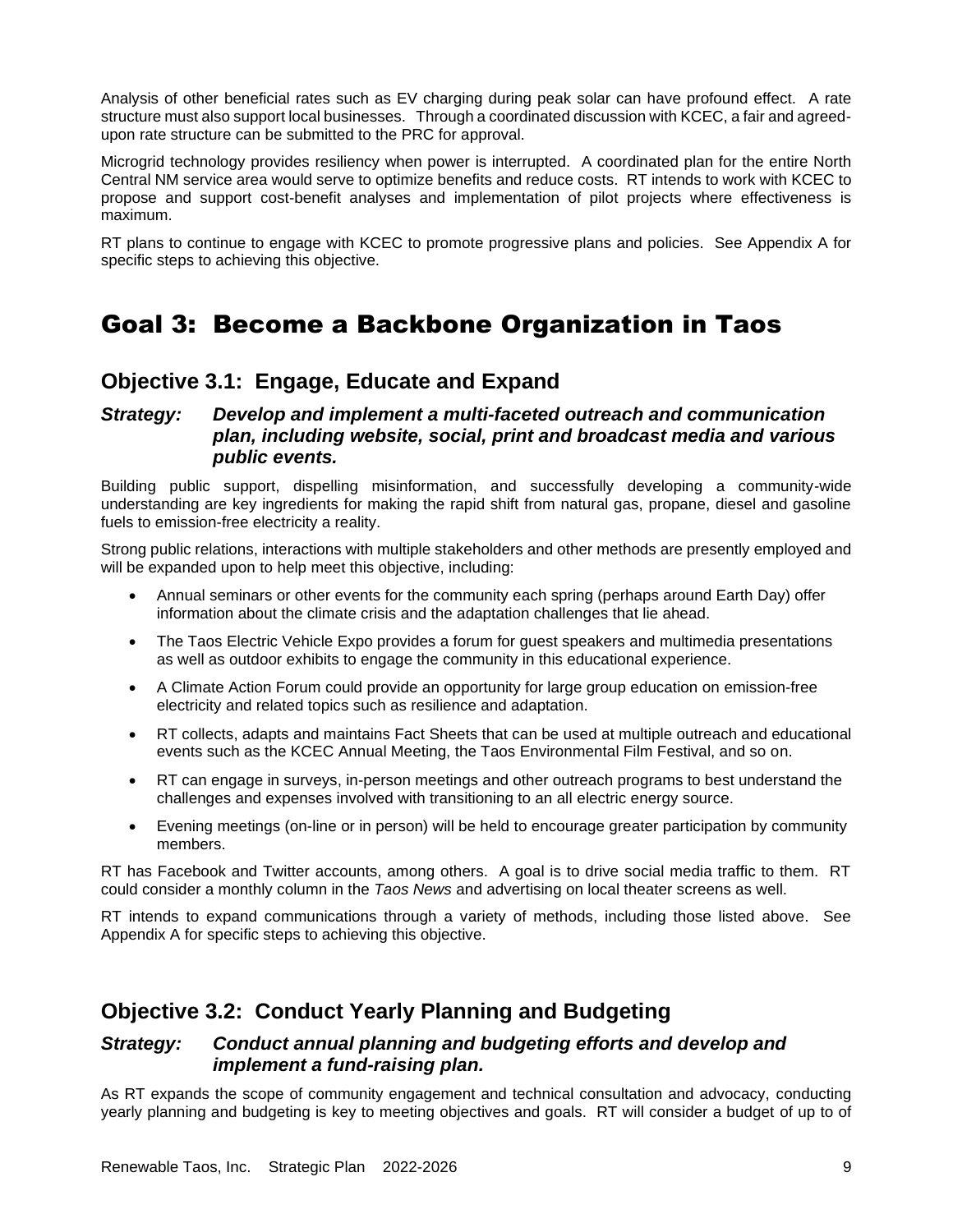Analysis of other beneficial rates such as EV charging during peak solar can have profound effect. A rate structure must also support local businesses. Through a coordinated discussion with KCEC, a fair and agreed-upon rate structure can be submitted to the PRC for approval.

Microgrid technology provides resiliency when power is interrupted. A coordinated plan for the entire North Central NM service area would serve to optimize benefits and reduce costs. RT intends to work with KCEC to propose and support cost-benefit analyses and implementation of pilot projects where effectiveness is maximum.

RT plans to continue to engage with KCEC to promote progressive plans and policies. See Appendix A for specific steps to achieving this objective.

# Goal 3: Become a Backbone Organization in Taos

## Objective 3.1: Engage, Educate and Expand

### *Strategy: Develop and implement a multi-faceted outreach and communication plan, including website, social, print and broadcast media and various public events.*

Building public support, dispelling misinformation, and successfully developing a community-wide understanding are key ingredients for making the rapid shift from natural gas, propane, diesel and gasoline fuels to emission-free electricity a reality.

Strong public relations, interactions with multiple stakeholders and other methods are presently employed and will be expanded upon to help meet this objective, including:

- Annual seminars or other events for the community each spring (perhaps around Earth Day) offer information about the climate crisis and the adaptation challenges that lie ahead.
- The Taos Electric Vehicle Expo provides a forum for guest speakers and multimedia presentations as well as outdoor exhibits to engage the community in this educational experience.
- A Climate Action Forum could provide an opportunity for large group education on emission-free electricity and related topics such as resilience and adaptation.
- RT collects, adapts and maintains Fact Sheets that can be used at multiple outreach and educational events such as the KCEC Annual Meeting, the Taos Environmental Film Festival, and so on.
- RT can engage in surveys, in-person meetings and other outreach programs to best understand the challenges and expenses involved with transitioning to an all electric energy source.
- Evening meetings (on-line or in person) will be held to encourage greater participation by community members.

RT has Facebook and Twitter accounts, among others. A goal is to drive social media traffic to them. RT could consider a monthly column in the *Taos News* and advertising on local theater screens as well.

RT intends to expand communications through a variety of methods, including those listed above. See Appendix A for specific steps to achieving this objective.

## Objective 3.2: Conduct Yearly Planning and Budgeting

### *Strategy: Conduct annual planning and budgeting efforts and develop and implement a fund-raising plan.*

As RT expands the scope of community engagement and technical consultation and advocacy, conducting yearly planning and budgeting is key to meeting objectives and goals. RT will consider a budget of up to of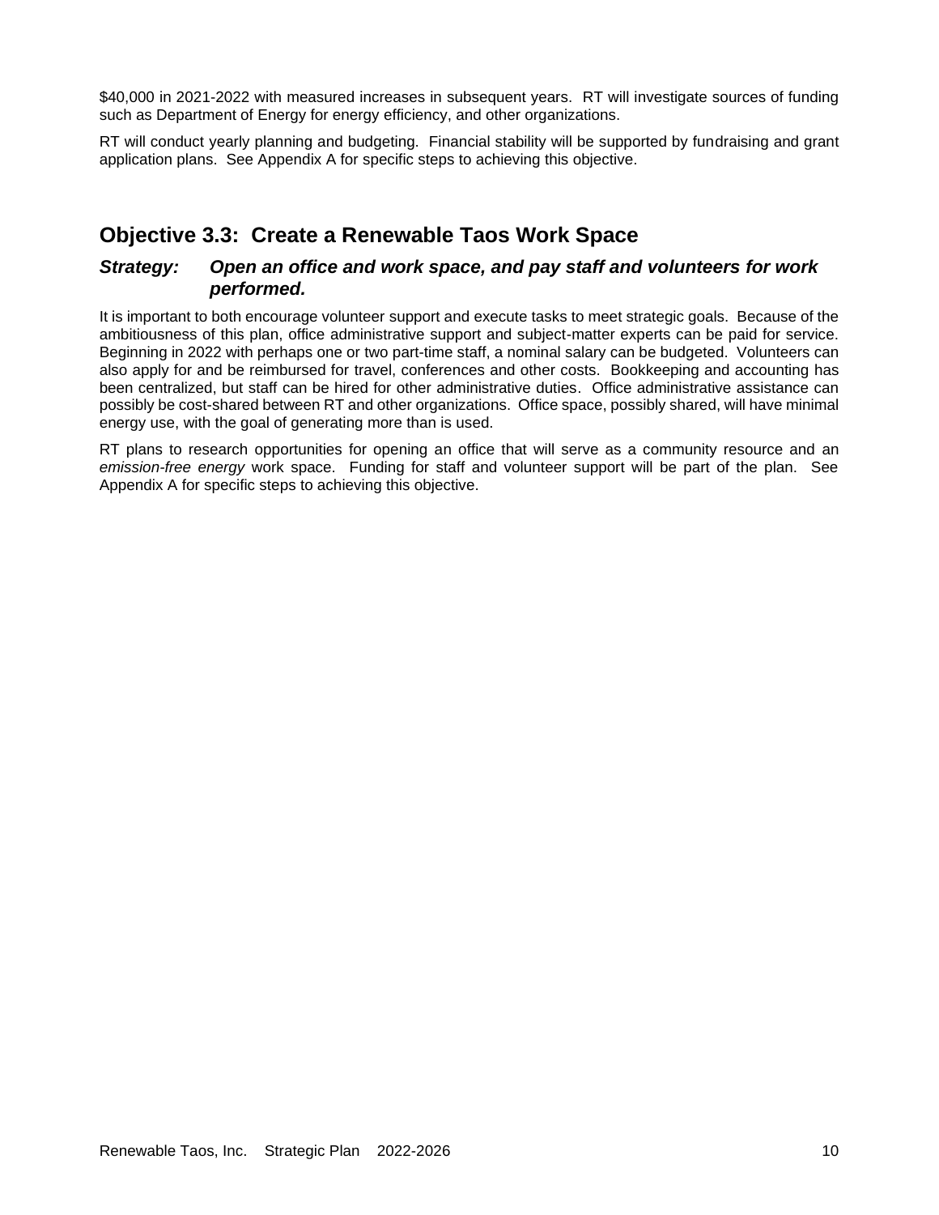$40,000 in 2021-2022 with measured increases in subsequent years. RT will investigate sources of funding such as Department of Energy for energy efficiency, and other organizations.

RT will conduct yearly planning and budgeting. Financial stability will be supported by fundraising and grant application plans. See Appendix A for specific steps to achieving this objective.

## Objective 3.3: Create a Renewable Taos Work Space

### *Strategy: Open an office and work space, and pay staff and volunteers for work performed.*

It is important to both encourage volunteer support and execute tasks to meet strategic goals. Because of the ambitiousness of this plan, office administrative support and subject-matter experts can be paid for service. Beginning in 2022 with perhaps one or two part-time staff, a nominal salary can be budgeted. Volunteers can also apply for and be reimbursed for travel, conferences and other costs. Bookkeeping and accounting has been centralized, but staff can be hired for other administrative duties. Office administrative assistance can possibly be cost-shared between RT and other organizations. Office space, possibly shared, will have minimal energy use, with the goal of generating more than is used.

RT plans to research opportunities for opening an office that will serve as a community resource and an *emission-free energy* work space. Funding for staff and volunteer support will be part of the plan. See Appendix A for specific steps to achieving this objective.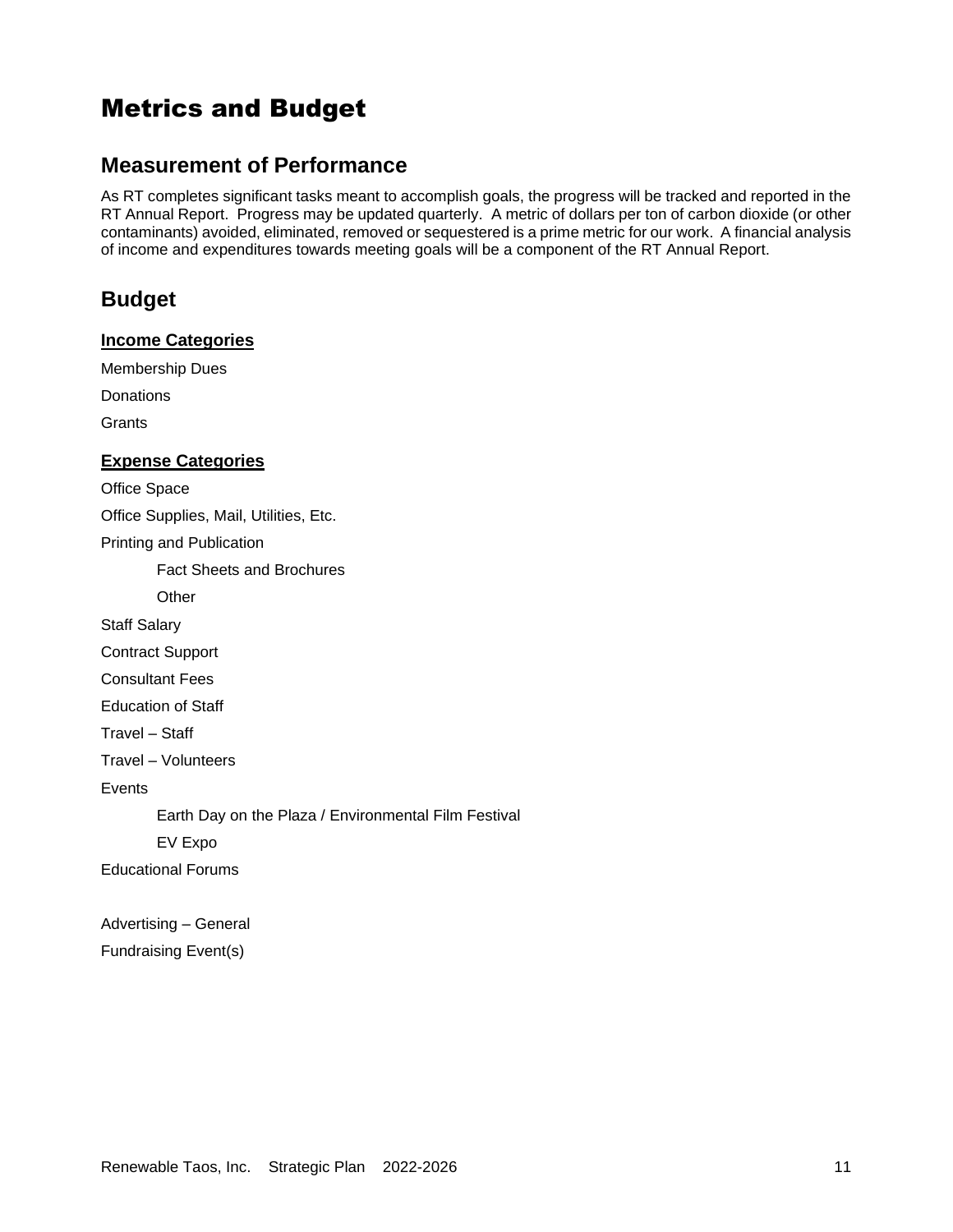# Metrics and Budget

## Measurement of Performance

As RT completes significant tasks meant to accomplish goals, the progress will be tracked and reported in the RT Annual Report. Progress may be updated quarterly. A metric of dollars per ton of carbon dioxide (or other contaminants) avoided, eliminated, removed or sequestered is a prime metric for our work. A financial analysis of income and expenditures towards meeting goals will be a component of the RT Annual Report.

## Budget

### Income Categories

Membership Dues

Donations

Grants

### Expense Categories

Office Space

Office Supplies, Mail, Utilities, Etc.

Printing and Publication

- Fact Sheets and Brochures
- Other

Staff Salary

Contract Support

Consultant Fees

Education of Staff

Travel – Staff

Travel – Volunteers

Events

- Earth Day on the Plaza / Environmental Film Festival
- EV Expo

Educational Forums

Advertising – General

Fundraising Event(s)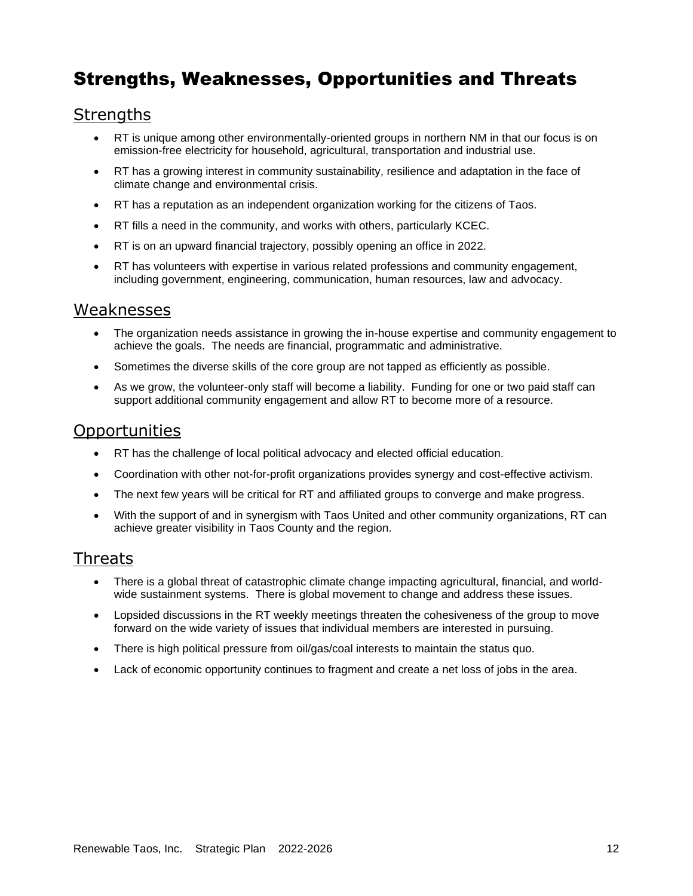# Strengths, Weaknesses, Opportunities and Threats

## Strengths

- RT is unique among other environmentally-oriented groups in northern NM in that our focus is on emission-free electricity for household, agricultural, transportation and industrial use.
- RT has a growing interest in community sustainability, resilience and adaptation in the face of climate change and environmental crisis.
- RT has a reputation as an independent organization working for the citizens of Taos.
- RT fills a need in the community, and works with others, particularly KCEC.
- RT is on an upward financial trajectory, possibly opening an office in 2022.
- RT has volunteers with expertise in various related professions and community engagement, including government, engineering, communication, human resources, law and advocacy.

## Weaknesses

- The organization needs assistance in growing the in-house expertise and community engagement to achieve the goals. The needs are financial, programmatic and administrative.
- Sometimes the diverse skills of the core group are not tapped as efficiently as possible.
- As we grow, the volunteer-only staff will become a liability. Funding for one or two paid staff can support additional community engagement and allow RT to become more of a resource.

## Opportunities

- RT has the challenge of local political advocacy and elected official education.
- Coordination with other not-for-profit organizations provides synergy and cost-effective activism.
- The next few years will be critical for RT and affiliated groups to converge and make progress.
- With the support of and in synergism with Taos United and other community organizations, RT can achieve greater visibility in Taos County and the region.

## Threats

- There is a global threat of catastrophic climate change impacting agricultural, financial, and world-wide sustainment systems. There is global movement to change and address these issues.
- Lopsided discussions in the RT weekly meetings threaten the cohesiveness of the group to move forward on the wide variety of issues that individual members are interested in pursuing.
- There is high political pressure from oil/gas/coal interests to maintain the status quo.
- Lack of economic opportunity continues to fragment and create a net loss of jobs in the area.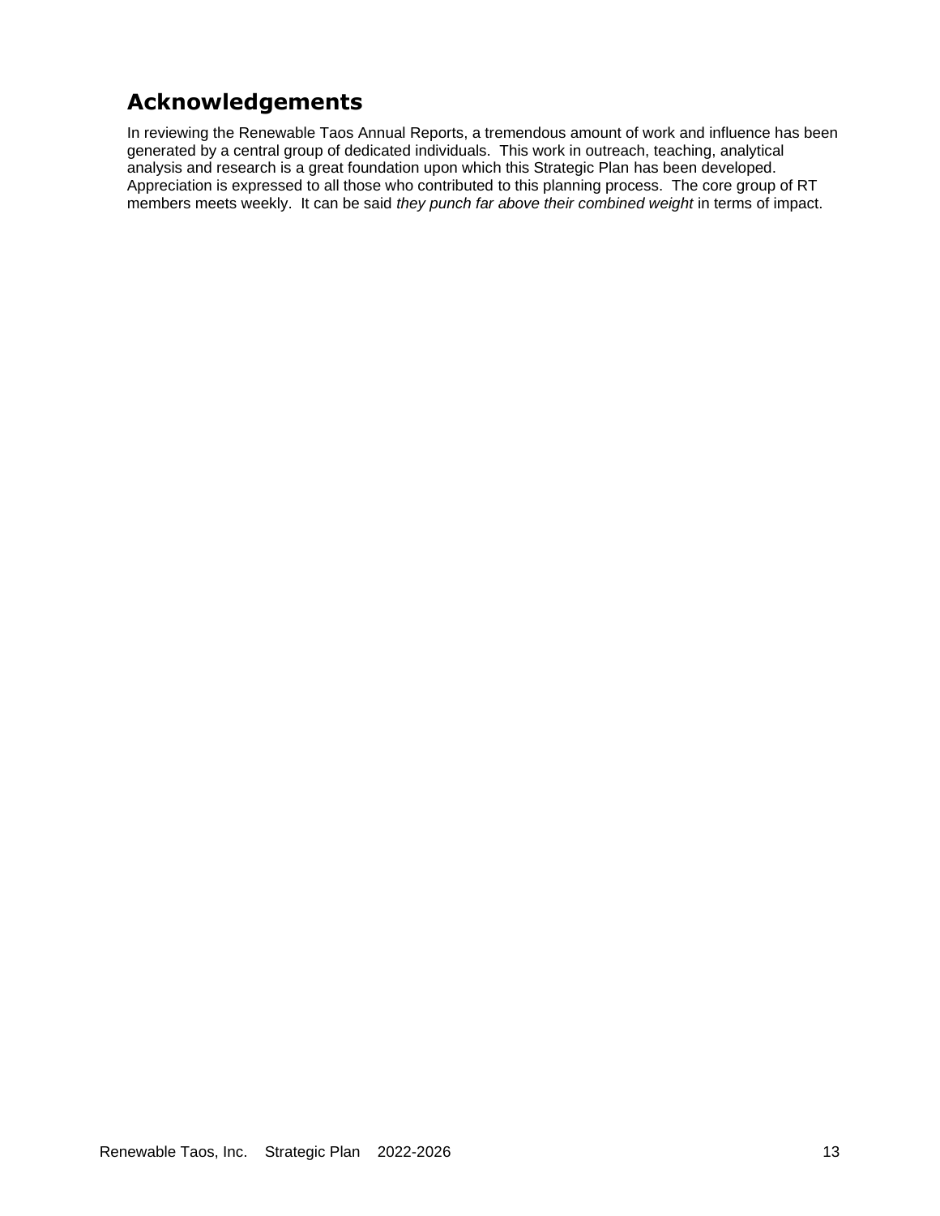## Acknowledgements

In reviewing the Renewable Taos Annual Reports, a tremendous amount of work and influence has been generated by a central group of dedicated individuals. This work in outreach, teaching, analytical analysis and research is a great foundation upon which this Strategic Plan has been developed. Appreciation is expressed to all those who contributed to this planning process. The core group of RT members meets weekly. It can be said *they punch far above their combined weight* in terms of impact.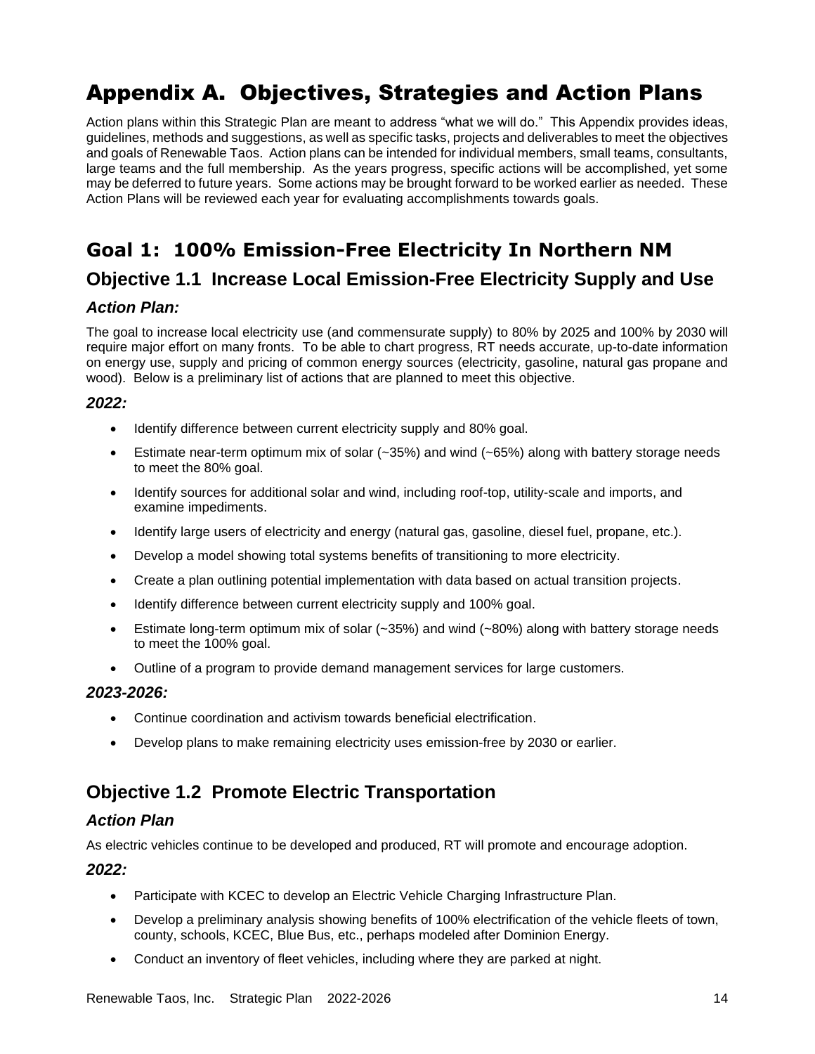# Appendix A. Objectives, Strategies and Action Plans

Action plans within this Strategic Plan are meant to address "what we will do." This Appendix provides ideas, guidelines, methods and suggestions, as well as specific tasks, projects and deliverables to meet the objectives and goals of Renewable Taos. Action plans can be intended for individual members, small teams, consultants, large teams and the full membership. As the years progress, specific actions will be accomplished, yet some may be deferred to future years. Some actions may be brought forward to be worked earlier as needed. These Action Plans will be reviewed each year for evaluating accomplishments towards goals.

## Goal 1: 100% Emission-Free Electricity In Northern NM

### Objective 1.1 Increase Local Emission-Free Electricity Supply and Use

#### *Action Plan:*

The goal to increase local electricity use (and commensurate supply) to 80% by 2025 and 100% by 2030 will require major effort on many fronts. To be able to chart progress, RT needs accurate, up-to-date information on energy use, supply and pricing of common energy sources (electricity, gasoline, natural gas propane and wood). Below is a preliminary list of actions that are planned to meet this objective.

#### *2022:*

- Identify difference between current electricity supply and 80% goal.
- Estimate near-term optimum mix of solar (~35%) and wind (~65%) along with battery storage needs to meet the 80% goal.
- Identify sources for additional solar and wind, including roof-top, utility-scale and imports, and examine impediments.
- Identify large users of electricity and energy (natural gas, gasoline, diesel fuel, propane, etc.).
- Develop a model showing total systems benefits of transitioning to more electricity.
- Create a plan outlining potential implementation with data based on actual transition projects.
- Identify difference between current electricity supply and 100% goal.
- Estimate long-term optimum mix of solar (~35%) and wind (~80%) along with battery storage needs to meet the 100% goal.
- Outline of a program to provide demand management services for large customers.

#### *2023-2026:*

- Continue coordination and activism towards beneficial electrification.
- Develop plans to make remaining electricity uses emission-free by 2030 or earlier.

### Objective 1.2 Promote Electric Transportation

#### *Action Plan*

As electric vehicles continue to be developed and produced, RT will promote and encourage adoption.

#### *2022:*

- Participate with KCEC to develop an Electric Vehicle Charging Infrastructure Plan.
- Develop a preliminary analysis showing benefits of 100% electrification of the vehicle fleets of town, county, schools, KCEC, Blue Bus, etc., perhaps modeled after Dominion Energy.
- Conduct an inventory of fleet vehicles, including where they are parked at night.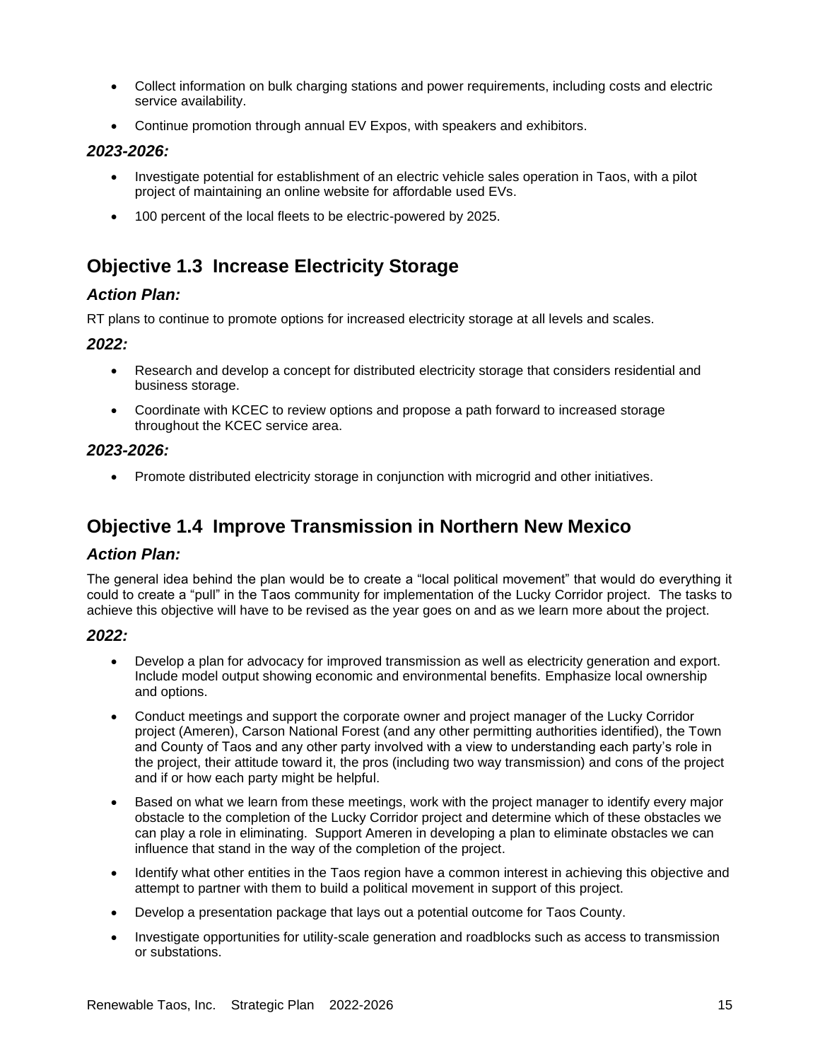- Collect information on bulk charging stations and power requirements, including costs and electric service availability.
- Continue promotion through annual EV Expos, with speakers and exhibitors.

### *2023-2026:*

- Investigate potential for establishment of an electric vehicle sales operation in Taos, with a pilot project of maintaining an online website for affordable used EVs.
- 100 percent of the local fleets to be electric-powered by 2025.

## Objective 1.3 Increase Electricity Storage

### *Action Plan:*

RT plans to continue to promote options for increased electricity storage at all levels and scales.

### *2022:*

- Research and develop a concept for distributed electricity storage that considers residential and business storage.
- Coordinate with KCEC to review options and propose a path forward to increased storage throughout the KCEC service area.

### *2023-2026:*

- Promote distributed electricity storage in conjunction with microgrid and other initiatives.

## Objective 1.4 Improve Transmission in Northern New Mexico

### *Action Plan:*

The general idea behind the plan would be to create a "local political movement" that would do everything it could to create a "pull" in the Taos community for implementation of the Lucky Corridor project. The tasks to achieve this objective will have to be revised as the year goes on and as we learn more about the project.

### *2022:*

- Develop a plan for advocacy for improved transmission as well as electricity generation and export. Include model output showing economic and environmental benefits. Emphasize local ownership and options.
- Conduct meetings and support the corporate owner and project manager of the Lucky Corridor project (Ameren), Carson National Forest (and any other permitting authorities identified), the Town and County of Taos and any other party involved with a view to understanding each party's role in the project, their attitude toward it, the pros (including two way transmission) and cons of the project and if or how each party might be helpful.
- Based on what we learn from these meetings, work with the project manager to identify every major obstacle to the completion of the Lucky Corridor project and determine which of these obstacles we can play a role in eliminating. Support Ameren in developing a plan to eliminate obstacles we can influence that stand in the way of the completion of the project.
- Identify what other entities in the Taos region have a common interest in achieving this objective and attempt to partner with them to build a political movement in support of this project.
- Develop a presentation package that lays out a potential outcome for Taos County.
- Investigate opportunities for utility-scale generation and roadblocks such as access to transmission or substations.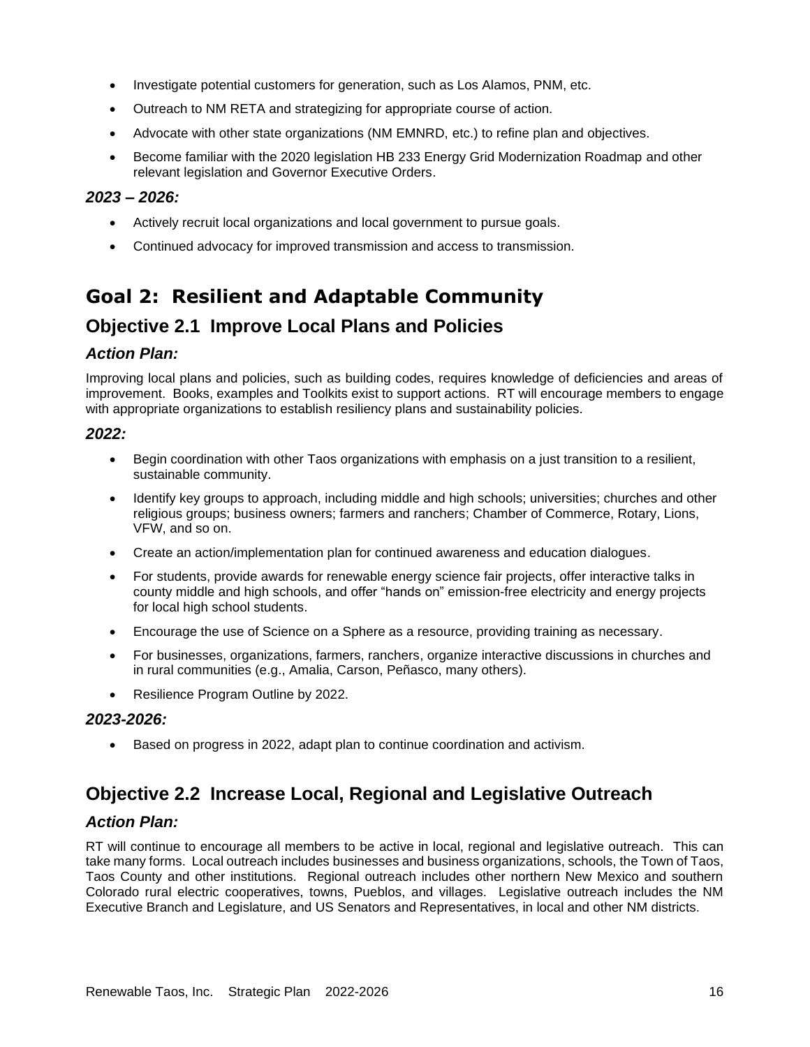- Investigate potential customers for generation, such as Los Alamos, PNM, etc.
- Outreach to NM RETA and strategizing for appropriate course of action.
- Advocate with other state organizations (NM EMNRD, etc.) to refine plan and objectives.
- Become familiar with the 2020 legislation HB 233 Energy Grid Modernization Roadmap and other relevant legislation and Governor Executive Orders.

### *2023 – 2026:*

- Actively recruit local organizations and local government to pursue goals.
- Continued advocacy for improved transmission and access to transmission.

# Goal 2: Resilient and Adaptable Community

## Objective 2.1 Improve Local Plans and Policies

### *Action Plan:*

Improving local plans and policies, such as building codes, requires knowledge of deficiencies and areas of improvement. Books, examples and Toolkits exist to support actions. RT will encourage members to engage with appropriate organizations to establish resiliency plans and sustainability policies.

### *2022:*

- Begin coordination with other Taos organizations with emphasis on a just transition to a resilient, sustainable community.
- Identify key groups to approach, including middle and high schools; universities; churches and other religious groups; business owners; farmers and ranchers; Chamber of Commerce, Rotary, Lions, VFW, and so on.
- Create an action/implementation plan for continued awareness and education dialogues.
- For students, provide awards for renewable energy science fair projects, offer interactive talks in county middle and high schools, and offer "hands on" emission-free electricity and energy projects for local high school students.
- Encourage the use of Science on a Sphere as a resource, providing training as necessary.
- For businesses, organizations, farmers, ranchers, organize interactive discussions in churches and in rural communities (e.g., Amalia, Carson, Peñasco, many others).
- Resilience Program Outline by 2022.

### *2023-2026:*

- Based on progress in 2022, adapt plan to continue coordination and activism.

## Objective 2.2 Increase Local, Regional and Legislative Outreach

### *Action Plan:*

RT will continue to encourage all members to be active in local, regional and legislative outreach. This can take many forms. Local outreach includes businesses and business organizations, schools, the Town of Taos, Taos County and other institutions. Regional outreach includes other northern New Mexico and southern Colorado rural electric cooperatives, towns, Pueblos, and villages. Legislative outreach includes the NM Executive Branch and Legislature, and US Senators and Representatives, in local and other NM districts.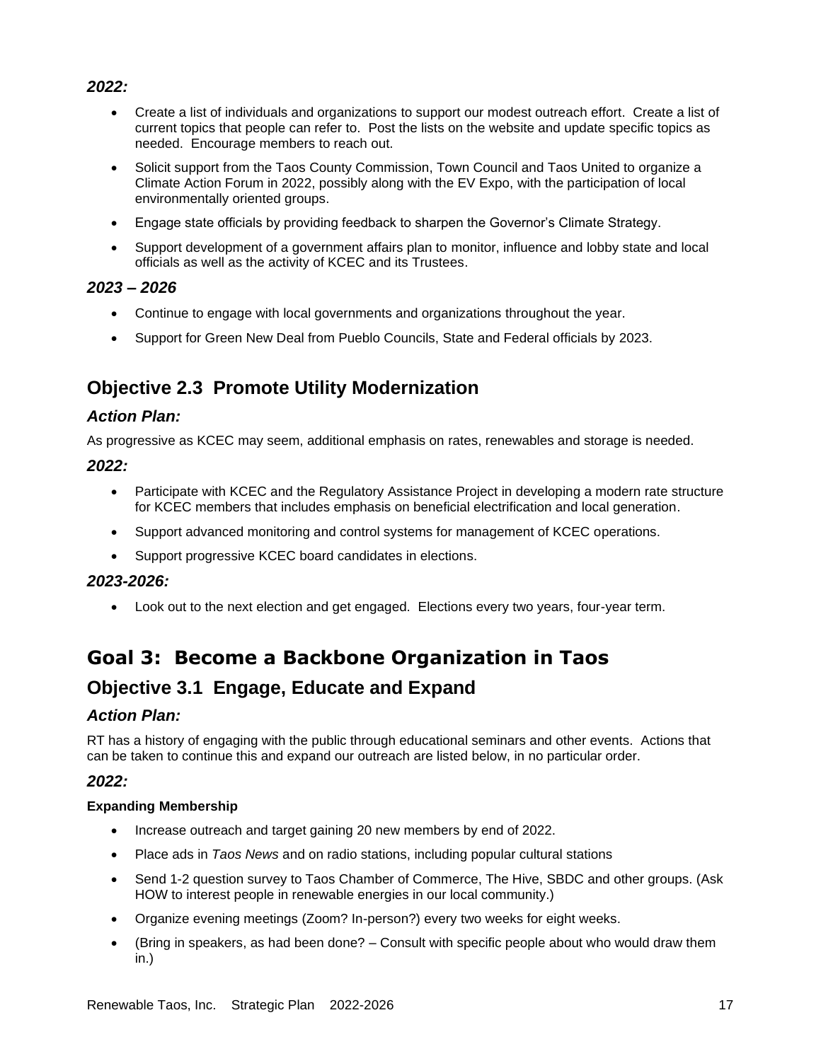***2022:***

- Create a list of individuals and organizations to support our modest outreach effort. Create a list of current topics that people can refer to. Post the lists on the website and update specific topics as needed. Encourage members to reach out.
- Solicit support from the Taos County Commission, Town Council and Taos United to organize a Climate Action Forum in 2022, possibly along with the EV Expo, with the participation of local environmentally oriented groups.
- Engage state officials by providing feedback to sharpen the Governor's Climate Strategy.
- Support development of a government affairs plan to monitor, influence and lobby state and local officials as well as the activity of KCEC and its Trustees.

***2023 – 2026***

- Continue to engage with local governments and organizations throughout the year.
- Support for Green New Deal from Pueblo Councils, State and Federal officials by 2023.

## Objective 2.3 Promote Utility Modernization

### *Action Plan:*

As progressive as KCEC may seem, additional emphasis on rates, renewables and storage is needed.

***2022:***

- Participate with KCEC and the Regulatory Assistance Project in developing a modern rate structure for KCEC members that includes emphasis on beneficial electrification and local generation.
- Support advanced monitoring and control systems for management of KCEC operations.
- Support progressive KCEC board candidates in elections.

***2023-2026:***

- Look out to the next election and get engaged. Elections every two years, four-year term.

# Goal 3: Become a Backbone Organization in Taos

## Objective 3.1 Engage, Educate and Expand

### *Action Plan:*

RT has a history of engaging with the public through educational seminars and other events. Actions that can be taken to continue this and expand our outreach are listed below, in no particular order.

***2022:***

**Expanding Membership**

- Increase outreach and target gaining 20 new members by end of 2022.
- Place ads in *Taos News* and on radio stations, including popular cultural stations
- Send 1-2 question survey to Taos Chamber of Commerce, The Hive, SBDC and other groups. (Ask HOW to interest people in renewable energies in our local community.)
- Organize evening meetings (Zoom? In-person?) every two weeks for eight weeks.
- (Bring in speakers, as had been done? – Consult with specific people about who would draw them in.)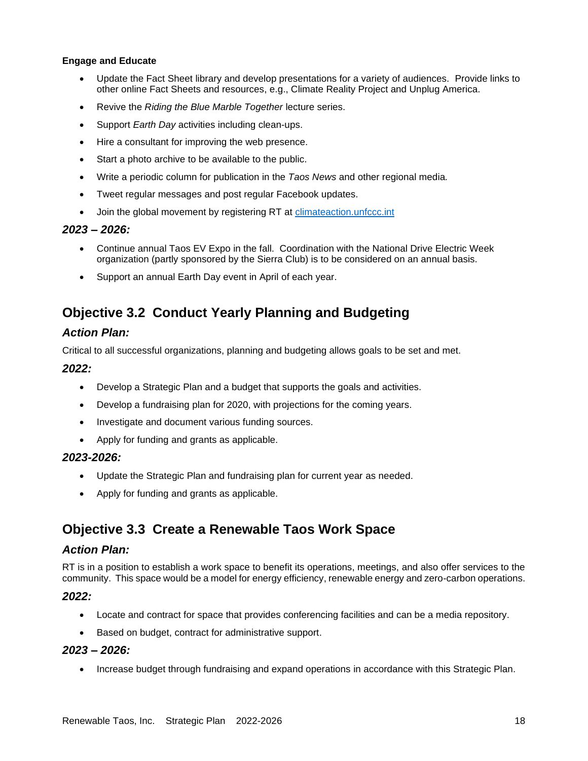**Engage and Educate**

- Update the Fact Sheet library and develop presentations for a variety of audiences. Provide links to other online Fact Sheets and resources, e.g., Climate Reality Project and Unplug America.
- Revive the *Riding the Blue Marble Together* lecture series.
- Support *Earth Day* activities including clean-ups.
- Hire a consultant for improving the web presence.
- Start a photo archive to be available to the public.
- Write a periodic column for publication in the *Taos News* and other regional media.
- Tweet regular messages and post regular Facebook updates.
- Join the global movement by registering RT at [climateaction.unfccc.int](climateaction.unfccc.int)

### *2023 – 2026:*

- Continue annual Taos EV Expo in the fall. Coordination with the National Drive Electric Week organization (partly sponsored by the Sierra Club) is to be considered on an annual basis.
- Support an annual Earth Day event in April of each year.

## Objective 3.2 Conduct Yearly Planning and Budgeting

### *Action Plan:*

Critical to all successful organizations, planning and budgeting allows goals to be set and met.

### *2022:*

- Develop a Strategic Plan and a budget that supports the goals and activities.
- Develop a fundraising plan for 2020, with projections for the coming years.
- Investigate and document various funding sources.
- Apply for funding and grants as applicable.

### *2023-2026:*

- Update the Strategic Plan and fundraising plan for current year as needed.
- Apply for funding and grants as applicable.

## Objective 3.3 Create a Renewable Taos Work Space

### *Action Plan:*

RT is in a position to establish a work space to benefit its operations, meetings, and also offer services to the community. This space would be a model for energy efficiency, renewable energy and zero-carbon operations.

### *2022:*

- Locate and contract for space that provides conferencing facilities and can be a media repository.
- Based on budget, contract for administrative support.

### *2023 – 2026:*

- Increase budget through fundraising and expand operations in accordance with this Strategic Plan.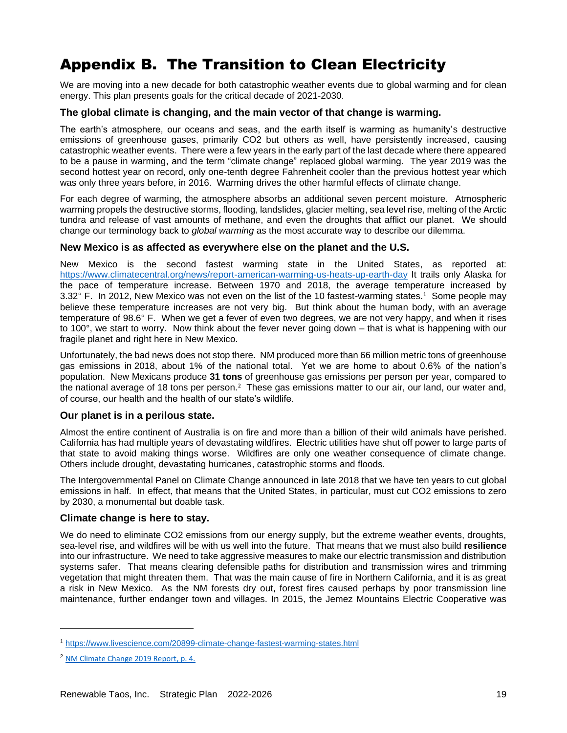# Appendix B. The Transition to Clean Electricity

We are moving into a new decade for both catastrophic weather events due to global warming and for clean energy. This plan presents goals for the critical decade of 2021-2030.

### The global climate is changing, and the main vector of that change is warming.

The earth's atmosphere, our oceans and seas, and the earth itself is warming as humanity's destructive emissions of greenhouse gases, primarily $CO_2$ but others as well, have persistently increased, causing catastrophic weather events. There were a few years in the early part of the last decade where there appeared to be a pause in warming, and the term "climate change" replaced global warming. The year 2019 was the second hottest year on record, only one-tenth degree Fahrenheit cooler than the previous hottest year which was only three years before, in 2016. Warming drives the other harmful effects of climate change.

For each degree of warming, the atmosphere absorbs an additional seven percent moisture. Atmospheric warming propels the destructive storms, flooding, landslides, glacier melting, sea level rise, melting of the Arctic tundra and release of vast amounts of methane, and even the droughts that afflict our planet. We should change our terminology back to *global warming* as the most accurate way to describe our dilemma.

### New Mexico is as affected as everywhere else on the planet and the U.S.

New Mexico is the second fastest warming state in the United States, as reported at: https://www.climatecentral.org/news/report-american-warming-us-heats-up-earth-day It trails only Alaska for the pace of temperature increase. Between 1970 and 2018, the average temperature increased by 3.32° F. In 2012, New Mexico was not even on the list of the 10 fastest-warming states.[1] Some people may believe these temperature increases are not very big. But think about the human body, with an average temperature of 98.6° F. When we get a fever of even two degrees, we are not very happy, and when it rises to 100°, we start to worry. Now think about the fever never going down – that is what is happening with our fragile planet and right here in New Mexico.

Unfortunately, the bad news does not stop there. NM produced more than 66 million metric tons of greenhouse gas emissions in 2018, about 1% of the national total. Yet we are home to about 0.6% of the nation's population. New Mexicans produce **31 tons** of greenhouse gas emissions per person per year, compared to the national average of 18 tons per person.[2] These gas emissions matter to our air, our land, our water and, of course, our health and the health of our state's wildlife.

### Our planet is in a perilous state.

Almost the entire continent of Australia is on fire and more than a billion of their wild animals have perished. California has had multiple years of devastating wildfires. Electric utilities have shut off power to large parts of that state to avoid making things worse. Wildfires are only one weather consequence of climate change. Others include drought, devastating hurricanes, catastrophic storms and floods.

The Intergovernmental Panel on Climate Change announced in late 2018 that we have ten years to cut global emissions in half. In effect, that means that the United States, in particular, must cut $CO_2$ emissions to zero by 2030, a monumental but doable task.

### Climate change is here to stay.

We do need to eliminate $CO_2$ emissions from our energy supply, but the extreme weather events, droughts, sea-level rise, and wildfires will be with us well into the future. That means that we must also build **resilience** into our infrastructure. We need to take aggressive measures to make our electric transmission and distribution systems safer. That means clearing defensible paths for distribution and transmission wires and trimming vegetation that might threaten them. That was the main cause of fire in Northern California, and it is as great a risk in New Mexico. As the NM forests dry out, forest fires caused perhaps by poor transmission line maintenance, further endanger town and villages. In 2015, the Jemez Mountains Electric Cooperative was

---

[1] https://www.livescience.com/20899-climate-change-fastest-warming-states.html

[2] NM Climate Change 2019 Report, p. 4.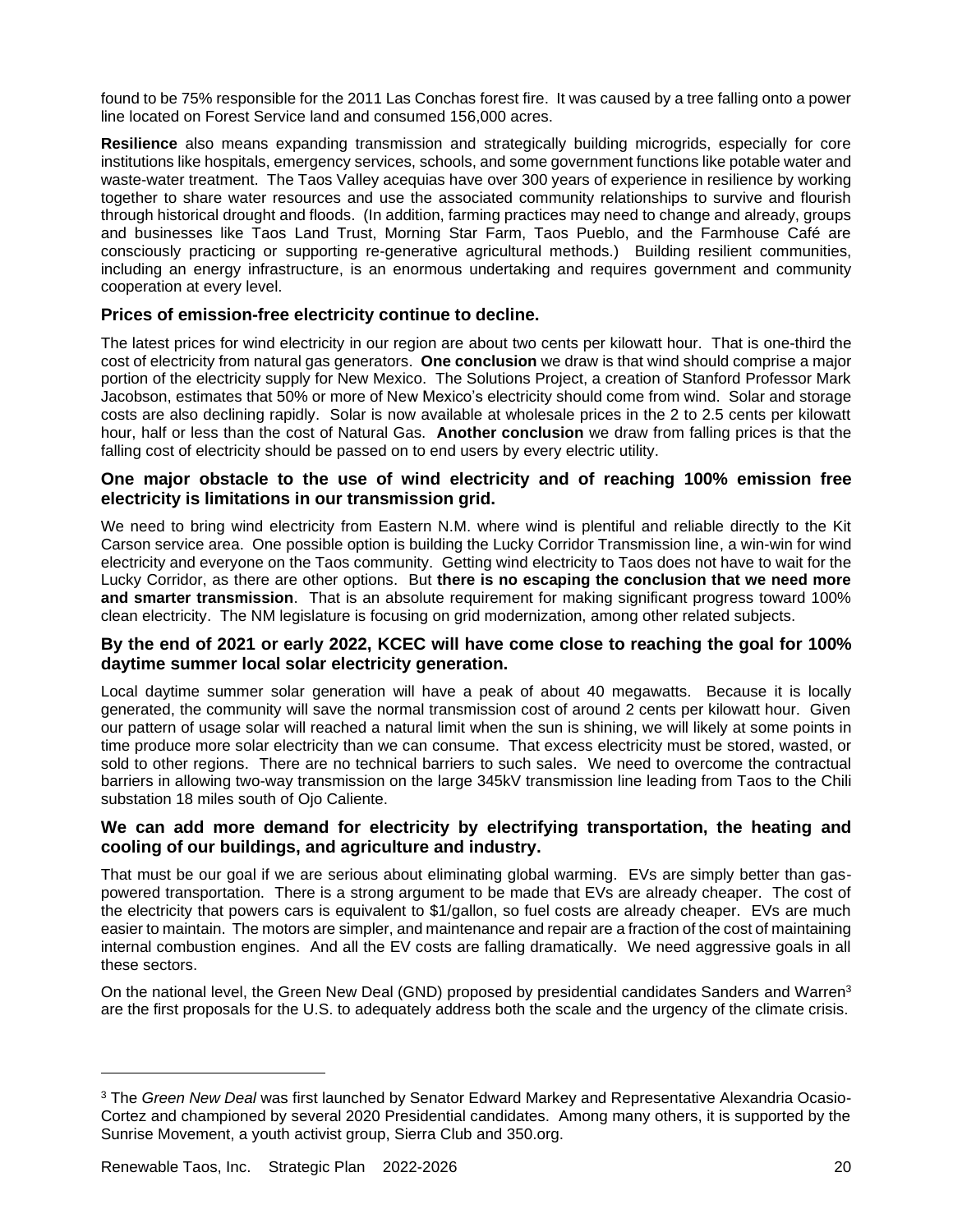found to be 75% responsible for the 2011 Las Conchas forest fire. It was caused by a tree falling onto a power line located on Forest Service land and consumed 156,000 acres.

**Resilience** also means expanding transmission and strategically building microgrids, especially for core institutions like hospitals, emergency services, schools, and some government functions like potable water and waste-water treatment. The Taos Valley acequias have over 300 years of experience in resilience by working together to share water resources and use the associated community relationships to survive and flourish through historical drought and floods. (In addition, farming practices may need to change and already, groups and businesses like Taos Land Trust, Morning Star Farm, Taos Pueblo, and the Farmhouse Café are consciously practicing or supporting re-generative agricultural methods.) Building resilient communities, including an energy infrastructure, is an enormous undertaking and requires government and community cooperation at every level.

### Prices of emission-free electricity continue to decline.

The latest prices for wind electricity in our region are about two cents per kilowatt hour. That is one-third the cost of electricity from natural gas generators. **One conclusion** we draw is that wind should comprise a major portion of the electricity supply for New Mexico. The Solutions Project, a creation of Stanford Professor Mark Jacobson, estimates that 50% or more of New Mexico's electricity should come from wind. Solar and storage costs are also declining rapidly. Solar is now available at wholesale prices in the 2 to 2.5 cents per kilowatt hour, half or less than the cost of Natural Gas. **Another conclusion** we draw from falling prices is that the falling cost of electricity should be passed on to end users by every electric utility.

### One major obstacle to the use of wind electricity and of reaching 100% emission free electricity is limitations in our transmission grid.

We need to bring wind electricity from Eastern N.M. where wind is plentiful and reliable directly to the Kit Carson service area. One possible option is building the Lucky Corridor Transmission line, a win-win for wind electricity and everyone on the Taos community. Getting wind electricity to Taos does not have to wait for the Lucky Corridor, as there are other options. But **there is no escaping the conclusion that we need more and smarter transmission**. That is an absolute requirement for making significant progress toward 100% clean electricity. The NM legislature is focusing on grid modernization, among other related subjects.

### By the end of 2021 or early 2022, KCEC will have come close to reaching the goal for 100% daytime summer local solar electricity generation.

Local daytime summer solar generation will have a peak of about 40 megawatts. Because it is locally generated, the community will save the normal transmission cost of around 2 cents per kilowatt hour. Given our pattern of usage solar will reached a natural limit when the sun is shining, we will likely at some points in time produce more solar electricity than we can consume. That excess electricity must be stored, wasted, or sold to other regions. There are no technical barriers to such sales. We need to overcome the contractual barriers in allowing two-way transmission on the large 345kV transmission line leading from Taos to the Chili substation 18 miles south of Ojo Caliente.

### We can add more demand for electricity by electrifying transportation, the heating and cooling of our buildings, and agriculture and industry.

That must be our goal if we are serious about eliminating global warming. EVs are simply better than gas-powered transportation. There is a strong argument to be made that EVs are already cheaper. The cost of the electricity that powers cars is equivalent to $1/gallon, so fuel costs are already cheaper. EVs are much easier to maintain. The motors are simpler, and maintenance and repair are a fraction of the cost of maintaining internal combustion engines. And all the EV costs are falling dramatically. We need aggressive goals in all these sectors.

On the national level, the Green New Deal (GND) proposed by presidential candidates Sanders and Warren[3] are the first proposals for the U.S. to adequately address both the scale and the urgency of the climate crisis.

---

[3] The *Green New Deal* was first launched by Senator Edward Markey and Representative Alexandria Ocasio-Cortez and championed by several 2020 Presidential candidates. Among many others, it is supported by the Sunrise Movement, a youth activist group, Sierra Club and 350.org.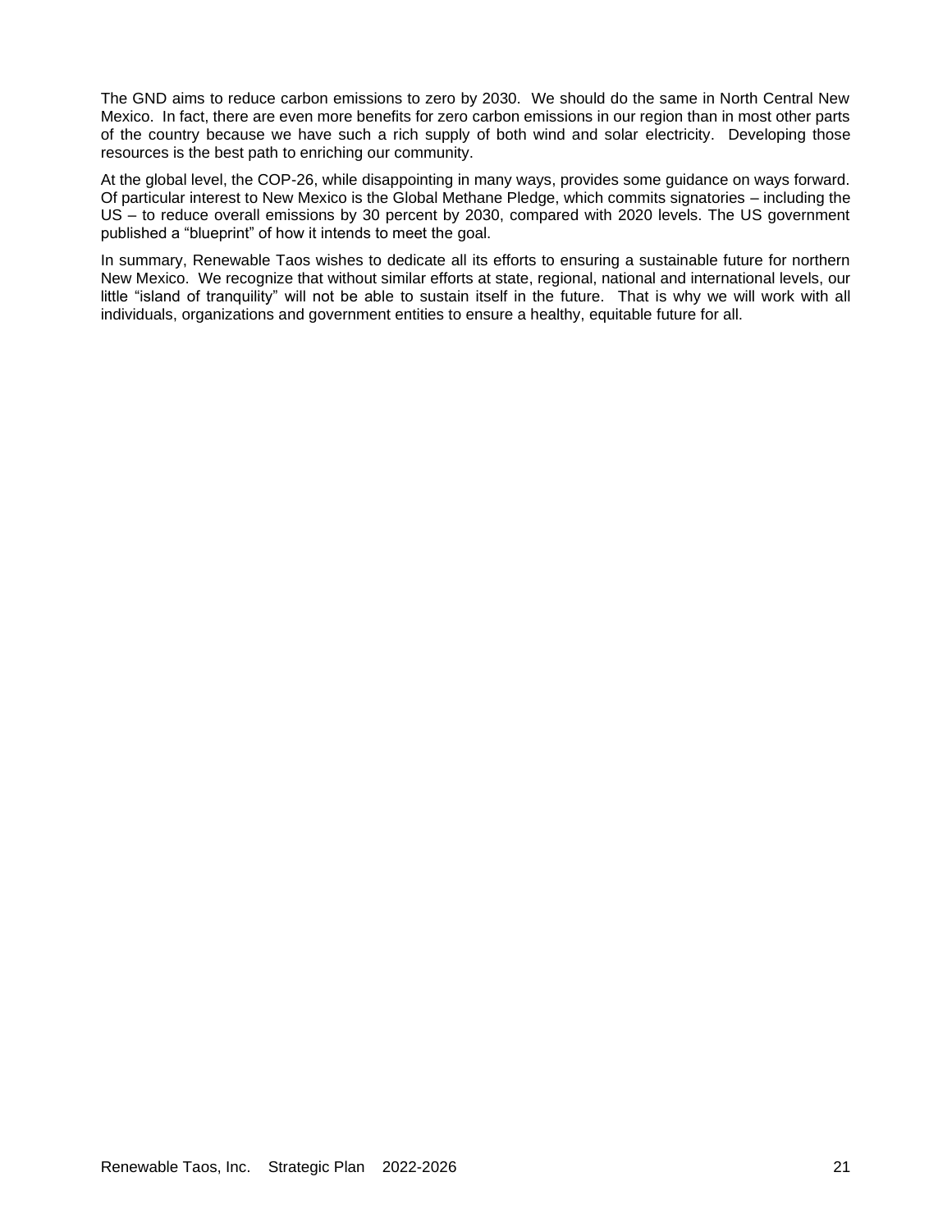The GND aims to reduce carbon emissions to zero by 2030. We should do the same in North Central New Mexico. In fact, there are even more benefits for zero carbon emissions in our region than in most other parts of the country because we have such a rich supply of both wind and solar electricity. Developing those resources is the best path to enriching our community.

At the global level, the COP-26, while disappointing in many ways, provides some guidance on ways forward. Of particular interest to New Mexico is the Global Methane Pledge, which commits signatories – including the US – to reduce overall emissions by 30 percent by 2030, compared with 2020 levels. The US government published a "blueprint" of how it intends to meet the goal.

In summary, Renewable Taos wishes to dedicate all its efforts to ensuring a sustainable future for northern New Mexico. We recognize that without similar efforts at state, regional, national and international levels, our little "island of tranquility" will not be able to sustain itself in the future. That is why we will work with all individuals, organizations and government entities to ensure a healthy, equitable future for all.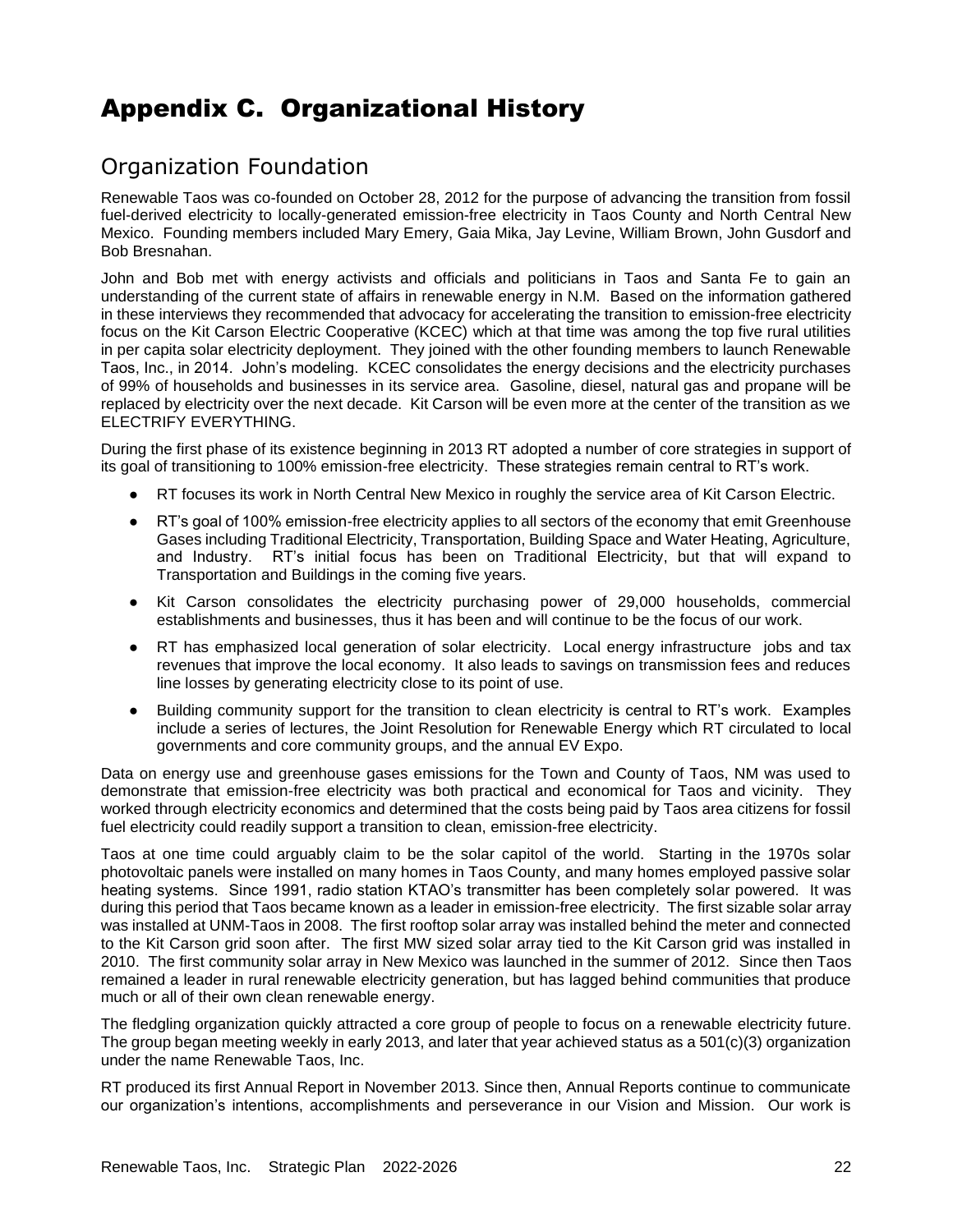# Appendix C. Organizational History

## Organization Foundation

Renewable Taos was co-founded on October 28, 2012 for the purpose of advancing the transition from fossil fuel-derived electricity to locally-generated emission-free electricity in Taos County and North Central New Mexico. Founding members included Mary Emery, Gaia Mika, Jay Levine, William Brown, John Gusdorf and Bob Bresnahan.

John and Bob met with energy activists and officials and politicians in Taos and Santa Fe to gain an understanding of the current state of affairs in renewable energy in N.M. Based on the information gathered in these interviews they recommended that advocacy for accelerating the transition to emission-free electricity focus on the Kit Carson Electric Cooperative (KCEC) which at that time was among the top five rural utilities in per capita solar electricity deployment. They joined with the other founding members to launch Renewable Taos, Inc., in 2014. John's modeling. KCEC consolidates the energy decisions and the electricity purchases of 99% of households and businesses in its service area. Gasoline, diesel, natural gas and propane will be replaced by electricity over the next decade. Kit Carson will be even more at the center of the transition as we ELECTRIFY EVERYTHING.

During the first phase of its existence beginning in 2013 RT adopted a number of core strategies in support of its goal of transitioning to 100% emission-free electricity. These strategies remain central to RT's work.

- RT focuses its work in North Central New Mexico in roughly the service area of Kit Carson Electric.
- RT's goal of 100% emission-free electricity applies to all sectors of the economy that emit Greenhouse Gases including Traditional Electricity, Transportation, Building Space and Water Heating, Agriculture, and Industry. RT's initial focus has been on Traditional Electricity, but that will expand to Transportation and Buildings in the coming five years.
- Kit Carson consolidates the electricity purchasing power of 29,000 households, commercial establishments and businesses, thus it has been and will continue to be the focus of our work.
- RT has emphasized local generation of solar electricity. Local energy infrastructure jobs and tax revenues that improve the local economy. It also leads to savings on transmission fees and reduces line losses by generating electricity close to its point of use.
- Building community support for the transition to clean electricity is central to RT's work. Examples include a series of lectures, the Joint Resolution for Renewable Energy which RT circulated to local governments and core community groups, and the annual EV Expo.

Data on energy use and greenhouse gases emissions for the Town and County of Taos, NM was used to demonstrate that emission-free electricity was both practical and economical for Taos and vicinity. They worked through electricity economics and determined that the costs being paid by Taos area citizens for fossil fuel electricity could readily support a transition to clean, emission-free electricity.

Taos at one time could arguably claim to be the solar capitol of the world. Starting in the 1970s solar photovoltaic panels were installed on many homes in Taos County, and many homes employed passive solar heating systems. Since 1991, radio station KTAO's transmitter has been completely solar powered. It was during this period that Taos became known as a leader in emission-free electricity. The first sizable solar array was installed at UNM-Taos in 2008. The first rooftop solar array was installed behind the meter and connected to the Kit Carson grid soon after. The first MW sized solar array tied to the Kit Carson grid was installed in 2010. The first community solar array in New Mexico was launched in the summer of 2012. Since then Taos remained a leader in rural renewable electricity generation, but has lagged behind communities that produce much or all of their own clean renewable energy.

The fledgling organization quickly attracted a core group of people to focus on a renewable electricity future. The group began meeting weekly in early 2013, and later that year achieved status as a 501(c)(3) organization under the name Renewable Taos, Inc.

RT produced its first Annual Report in November 2013. Since then, Annual Reports continue to communicate our organization's intentions, accomplishments and perseverance in our Vision and Mission. Our work is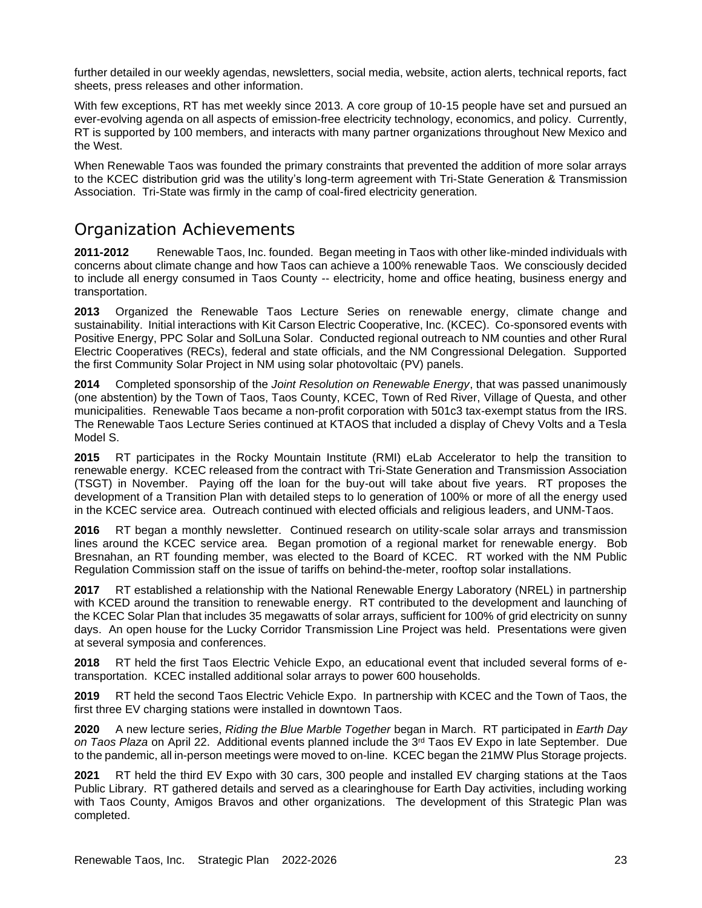further detailed in our weekly agendas, newsletters, social media, website, action alerts, technical reports, fact sheets, press releases and other information.

With few exceptions, RT has met weekly since 2013. A core group of 10-15 people have set and pursued an ever-evolving agenda on all aspects of emission-free electricity technology, economics, and policy. Currently, RT is supported by 100 members, and interacts with many partner organizations throughout New Mexico and the West.

When Renewable Taos was founded the primary constraints that prevented the addition of more solar arrays to the KCEC distribution grid was the utility's long-term agreement with Tri-State Generation & Transmission Association. Tri-State was firmly in the camp of coal-fired electricity generation.

# Organization Achievements

**2011-2012** Renewable Taos, Inc. founded. Began meeting in Taos with other like-minded individuals with concerns about climate change and how Taos can achieve a 100% renewable Taos. We consciously decided to include all energy consumed in Taos County -- electricity, home and office heating, business energy and transportation.

**2013** Organized the Renewable Taos Lecture Series on renewable energy, climate change and sustainability. Initial interactions with Kit Carson Electric Cooperative, Inc. (KCEC). Co-sponsored events with Positive Energy, PPC Solar and SolLuna Solar. Conducted regional outreach to NM counties and other Rural Electric Cooperatives (RECs), federal and state officials, and the NM Congressional Delegation. Supported the first Community Solar Project in NM using solar photovoltaic (PV) panels.

**2014** Completed sponsorship of the *Joint Resolution on Renewable Energy*, that was passed unanimously (one abstention) by the Town of Taos, Taos County, KCEC, Town of Red River, Village of Questa, and other municipalities. Renewable Taos became a non-profit corporation with 501c3 tax-exempt status from the IRS. The Renewable Taos Lecture Series continued at KTAOS that included a display of Chevy Volts and a Tesla Model S.

**2015** RT participates in the Rocky Mountain Institute (RMI) eLab Accelerator to help the transition to renewable energy. KCEC released from the contract with Tri-State Generation and Transmission Association (TSGT) in November. Paying off the loan for the buy-out will take about five years. RT proposes the development of a Transition Plan with detailed steps to lo generation of 100% or more of all the energy used in the KCEC service area. Outreach continued with elected officials and religious leaders, and UNM-Taos.

**2016** RT began a monthly newsletter. Continued research on utility-scale solar arrays and transmission lines around the KCEC service area. Began promotion of a regional market for renewable energy. Bob Bresnahan, an RT founding member, was elected to the Board of KCEC. RT worked with the NM Public Regulation Commission staff on the issue of tariffs on behind-the-meter, rooftop solar installations.

**2017** RT established a relationship with the National Renewable Energy Laboratory (NREL) in partnership with KCED around the transition to renewable energy. RT contributed to the development and launching of the KCEC Solar Plan that includes 35 megawatts of solar arrays, sufficient for 100% of grid electricity on sunny days. An open house for the Lucky Corridor Transmission Line Project was held. Presentations were given at several symposia and conferences.

**2018** RT held the first Taos Electric Vehicle Expo, an educational event that included several forms of e-transportation. KCEC installed additional solar arrays to power 600 households.

**2019** RT held the second Taos Electric Vehicle Expo. In partnership with KCEC and the Town of Taos, the first three EV charging stations were installed in downtown Taos.

**2020** A new lecture series, *Riding the Blue Marble Together* began in March. RT participated in *Earth Day on Taos Plaza* on April 22. Additional events planned include the 3rd Taos EV Expo in late September. Due to the pandemic, all in-person meetings were moved to on-line. KCEC began the 21MW Plus Storage projects.

**2021** RT held the third EV Expo with 30 cars, 300 people and installed EV charging stations at the Taos Public Library. RT gathered details and served as a clearinghouse for Earth Day activities, including working with Taos County, Amigos Bravos and other organizations. The development of this Strategic Plan was completed.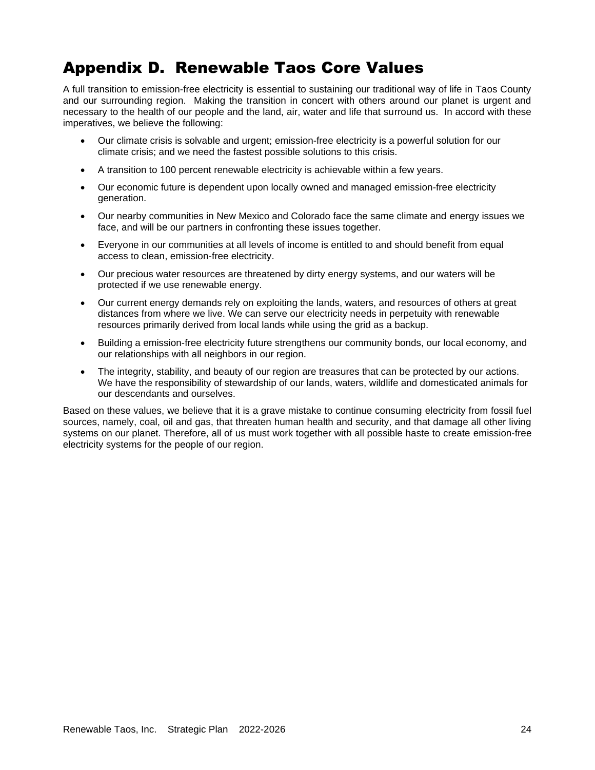# Appendix D. Renewable Taos Core Values

A full transition to emission-free electricity is essential to sustaining our traditional way of life in Taos County and our surrounding region. Making the transition in concert with others around our planet is urgent and necessary to the health of our people and the land, air, water and life that surround us. In accord with these imperatives, we believe the following:

- Our climate crisis is solvable and urgent; emission-free electricity is a powerful solution for our climate crisis; and we need the fastest possible solutions to this crisis.
- A transition to 100 percent renewable electricity is achievable within a few years.
- Our economic future is dependent upon locally owned and managed emission-free electricity generation.
- Our nearby communities in New Mexico and Colorado face the same climate and energy issues we face, and will be our partners in confronting these issues together.
- Everyone in our communities at all levels of income is entitled to and should benefit from equal access to clean, emission-free electricity.
- Our precious water resources are threatened by dirty energy systems, and our waters will be protected if we use renewable energy.
- Our current energy demands rely on exploiting the lands, waters, and resources of others at great distances from where we live. We can serve our electricity needs in perpetuity with renewable resources primarily derived from local lands while using the grid as a backup.
- Building a emission-free electricity future strengthens our community bonds, our local economy, and our relationships with all neighbors in our region.
- The integrity, stability, and beauty of our region are treasures that can be protected by our actions. We have the responsibility of stewardship of our lands, waters, wildlife and domesticated animals for our descendants and ourselves.

Based on these values, we believe that it is a grave mistake to continue consuming electricity from fossil fuel sources, namely, coal, oil and gas, that threaten human health and security, and that damage all other living systems on our planet. Therefore, all of us must work together with all possible haste to create emission-free electricity systems for the people of our region.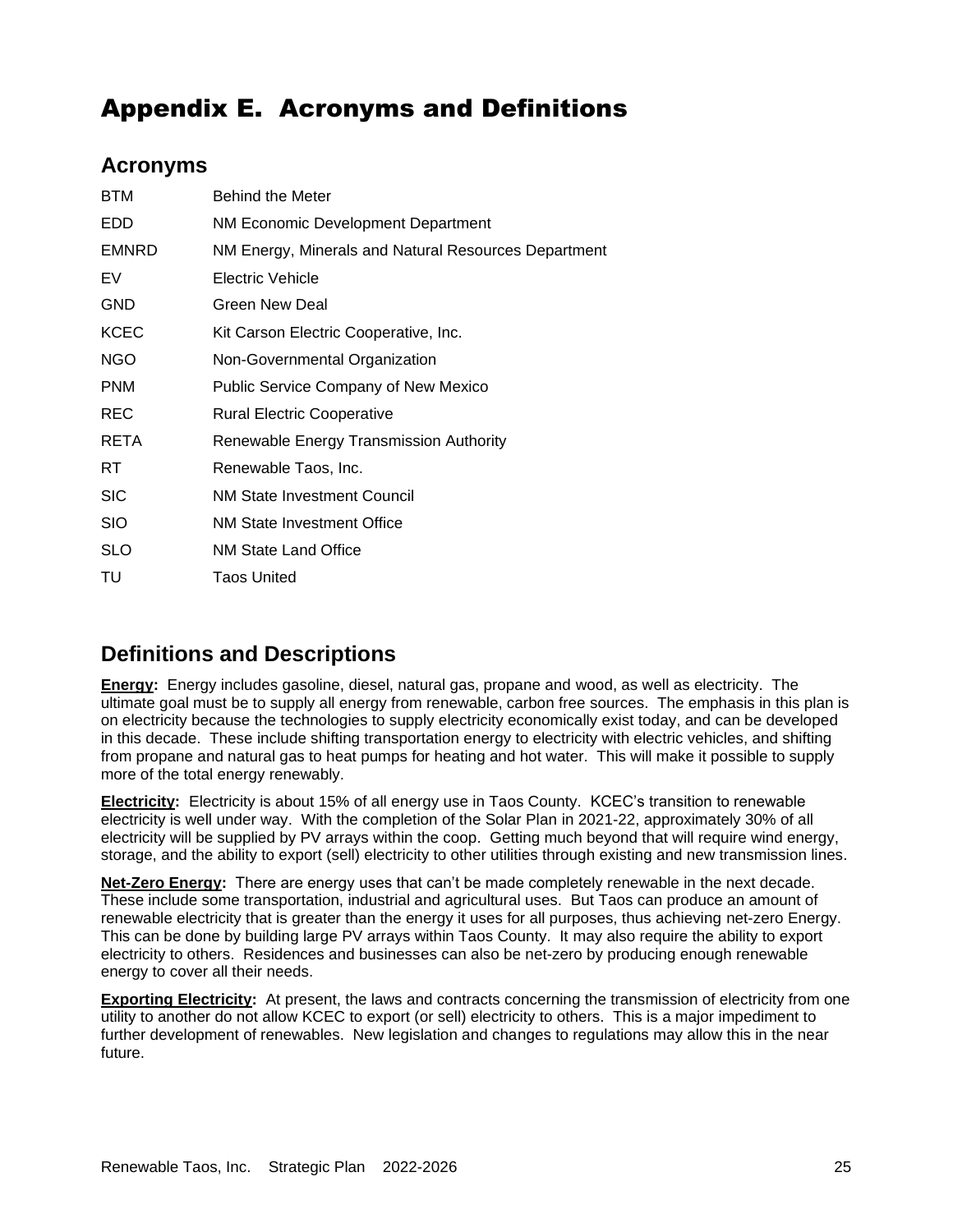# Appendix E. Acronyms and Definitions

## Acronyms

| | |
|---|---|
| BTM | Behind the Meter |
| EDD | NM Economic Development Department |
| EMNRD | NM Energy, Minerals and Natural Resources Department |
| EV | Electric Vehicle |
| GND | Green New Deal |
| KCEC | Kit Carson Electric Cooperative, Inc. |
| NGO | Non-Governmental Organization |
| PNM | Public Service Company of New Mexico |
| REC | Rural Electric Cooperative |
| RETA | Renewable Energy Transmission Authority |
| RT | Renewable Taos, Inc. |
| SIC | NM State Investment Council |
| SIO | NM State Investment Office |
| SLO | NM State Land Office |
| TU | Taos United |

## Definitions and Descriptions

**Energy:** Energy includes gasoline, diesel, natural gas, propane and wood, as well as electricity. The ultimate goal must be to supply all energy from renewable, carbon free sources. The emphasis in this plan is on electricity because the technologies to supply electricity economically exist today, and can be developed in this decade. These include shifting transportation energy to electricity with electric vehicles, and shifting from propane and natural gas to heat pumps for heating and hot water. This will make it possible to supply more of the total energy renewably.

**Electricity:** Electricity is about 15% of all energy use in Taos County. KCEC's transition to renewable electricity is well under way. With the completion of the Solar Plan in 2021-22, approximately 30% of all electricity will be supplied by PV arrays within the coop. Getting much beyond that will require wind energy, storage, and the ability to export (sell) electricity to other utilities through existing and new transmission lines.

**Net-Zero Energy:** There are energy uses that can't be made completely renewable in the next decade. These include some transportation, industrial and agricultural uses. But Taos can produce an amount of renewable electricity that is greater than the energy it uses for all purposes, thus achieving net-zero Energy. This can be done by building large PV arrays within Taos County. It may also require the ability to export electricity to others. Residences and businesses can also be net-zero by producing enough renewable energy to cover all their needs.

**Exporting Electricity:** At present, the laws and contracts concerning the transmission of electricity from one utility to another do not allow KCEC to export (or sell) electricity to others. This is a major impediment to further development of renewables. New legislation and changes to regulations may allow this in the near future.